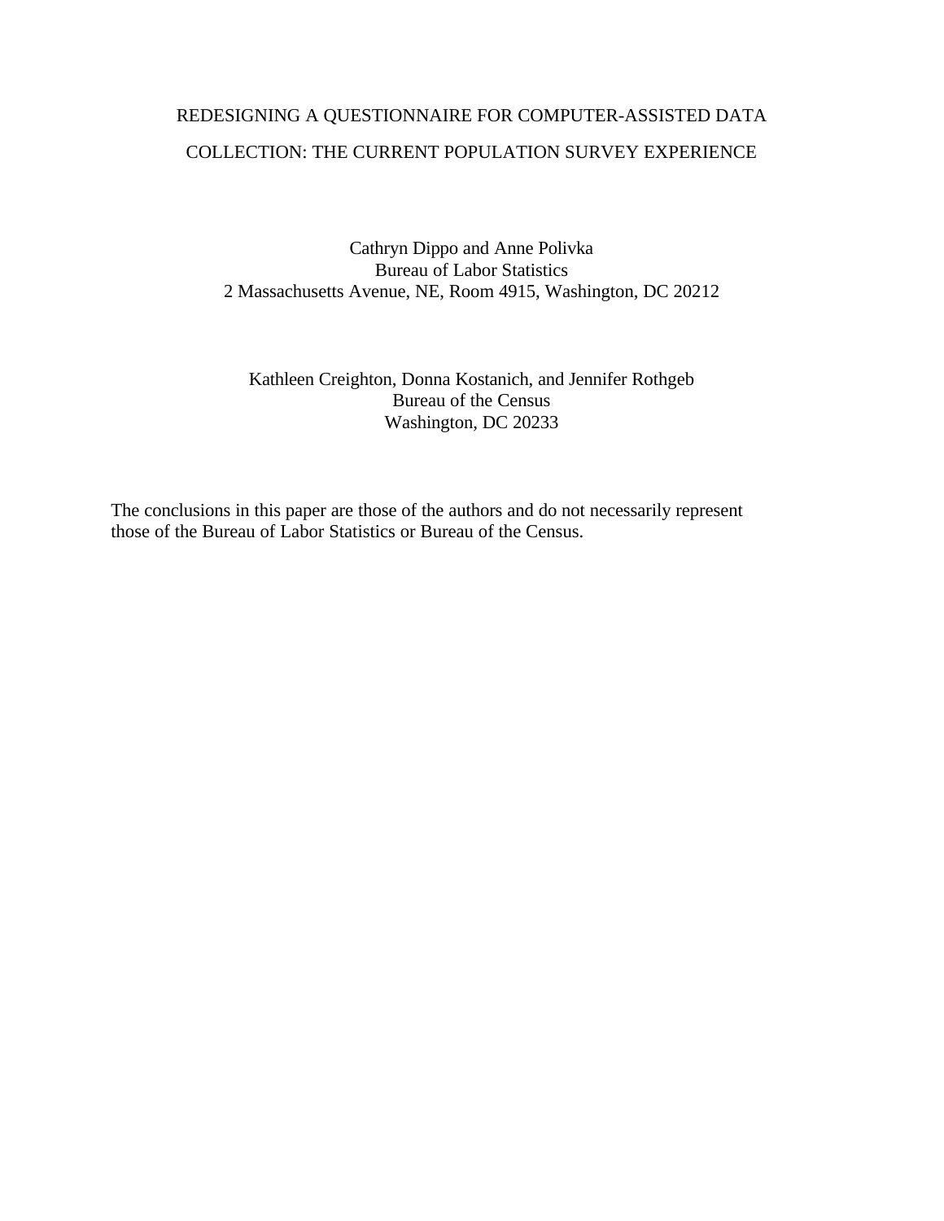# REDESIGNING A QUESTIONNAIRE FOR COMPUTER-ASSISTED DATA COLLECTION: THE CURRENT POPULATION SURVEY EXPERIENCE

Cathryn Dippo and Anne Polivka
Bureau of Labor Statistics
2 Massachusetts Avenue, NE, Room 4915, Washington, DC 20212

Kathleen Creighton, Donna Kostanich, and Jennifer Rothgeb
Bureau of the Census
Washington, DC 20233

The conclusions in this paper are those of the authors and do not necessarily represent those of the Bureau of Labor Statistics or Bureau of the Census.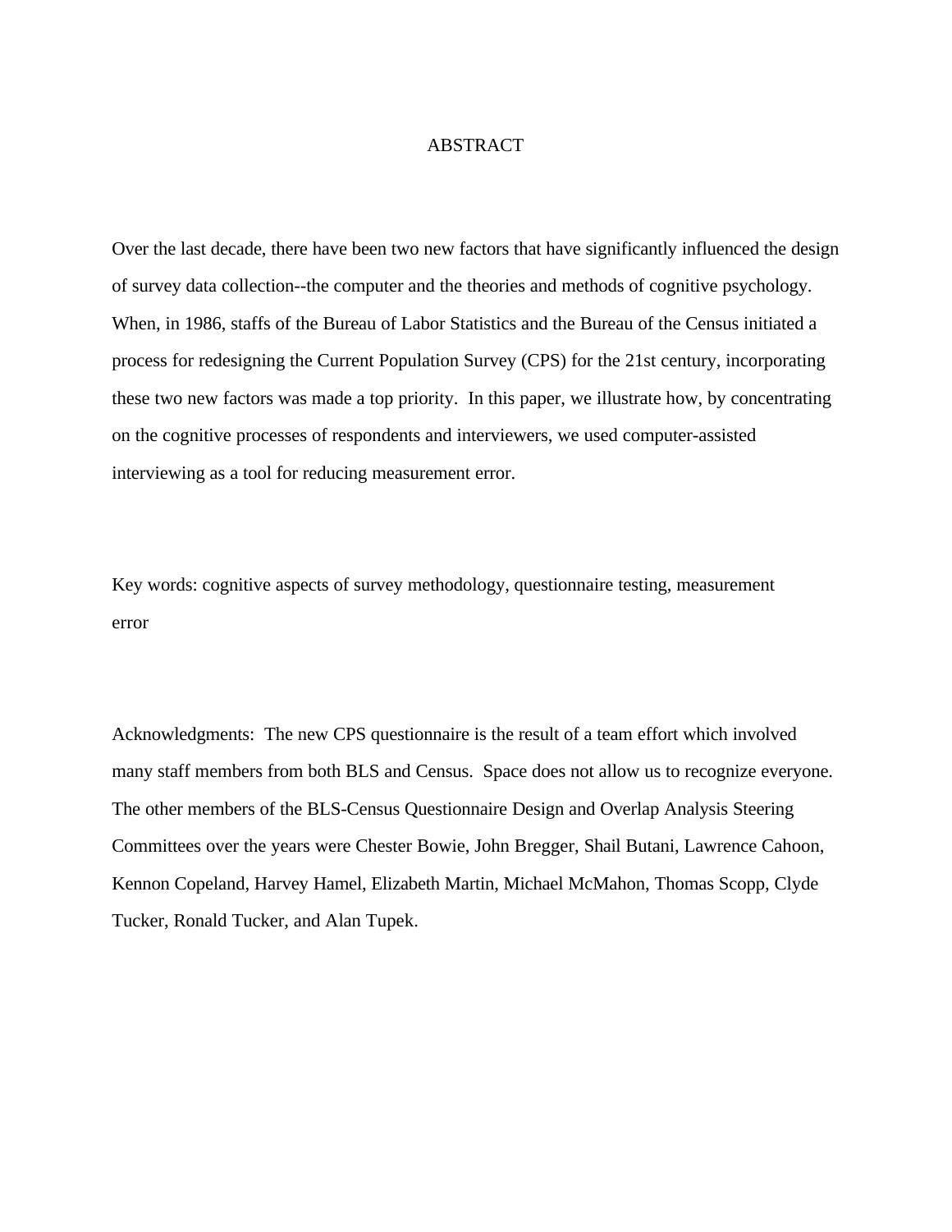# ABSTRACT

Over the last decade, there have been two new factors that have significantly influenced the design of survey data collection--the computer and the theories and methods of cognitive psychology. When, in 1986, staffs of the Bureau of Labor Statistics and the Bureau of the Census initiated a process for redesigning the Current Population Survey (CPS) for the 21st century, incorporating these two new factors was made a top priority. In this paper, we illustrate how, by concentrating on the cognitive processes of respondents and interviewers, we used computer-assisted interviewing as a tool for reducing measurement error.

Key words: cognitive aspects of survey methodology, questionnaire testing, measurement error

Acknowledgments: The new CPS questionnaire is the result of a team effort which involved many staff members from both BLS and Census. Space does not allow us to recognize everyone. The other members of the BLS-Census Questionnaire Design and Overlap Analysis Steering Committees over the years were Chester Bowie, John Bregger, Shail Butani, Lawrence Cahoon, Kennon Copeland, Harvey Hamel, Elizabeth Martin, Michael McMahon, Thomas Scopp, Clyde Tucker, Ronald Tucker, and Alan Tupek.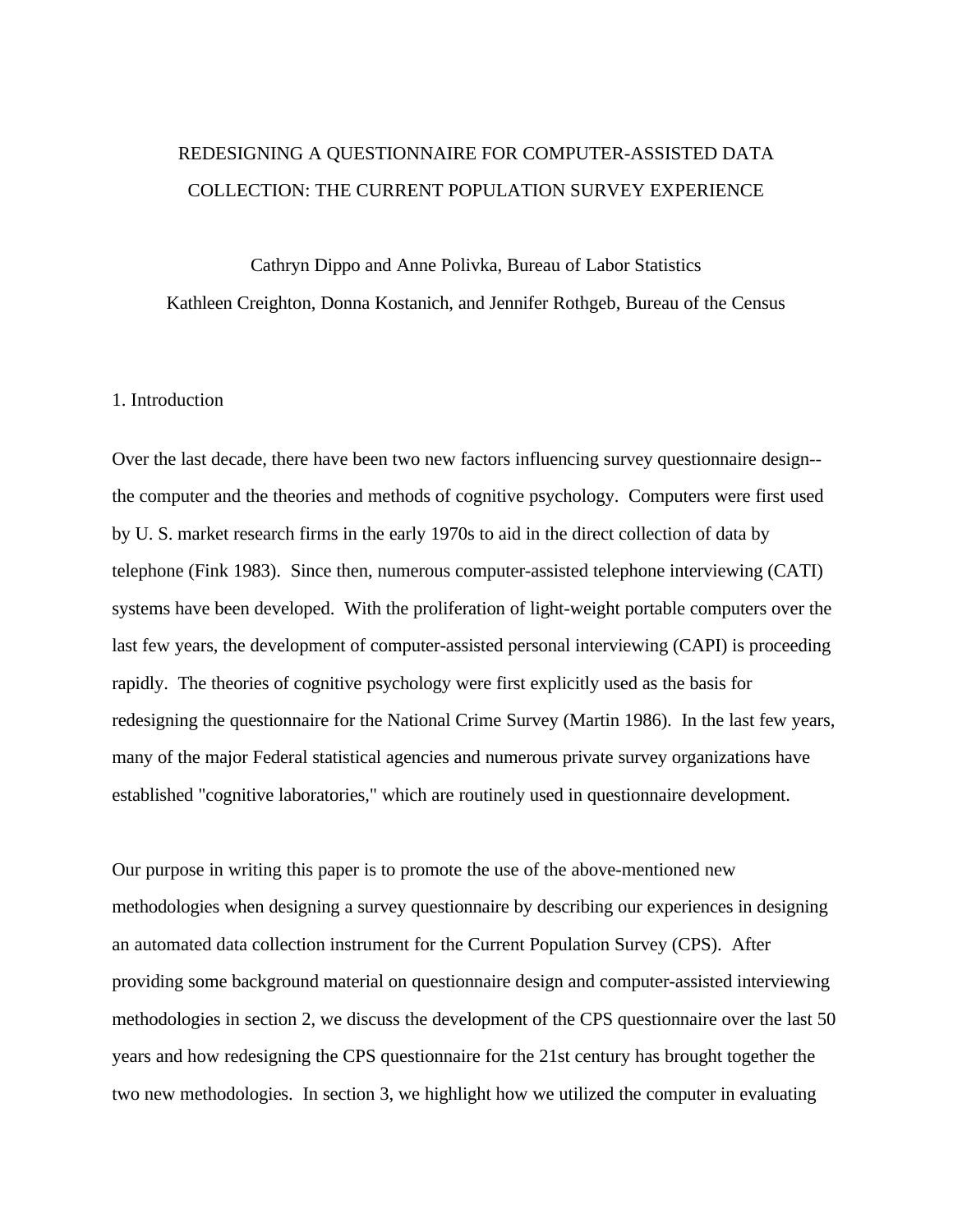# REDESIGNING A QUESTIONNAIRE FOR COMPUTER-ASSISTED DATA COLLECTION: THE CURRENT POPULATION SURVEY EXPERIENCE

Cathryn Dippo and Anne Polivka, Bureau of Labor Statistics

Kathleen Creighton, Donna Kostanich, and Jennifer Rothgeb, Bureau of the Census

## 1. Introduction

Over the last decade, there have been two new factors influencing survey questionnaire design--the computer and the theories and methods of cognitive psychology. Computers were first used by U. S. market research firms in the early 1970s to aid in the direct collection of data by telephone (Fink 1983). Since then, numerous computer-assisted telephone interviewing (CATI) systems have been developed. With the proliferation of light-weight portable computers over the last few years, the development of computer-assisted personal interviewing (CAPI) is proceeding rapidly. The theories of cognitive psychology were first explicitly used as the basis for redesigning the questionnaire for the National Crime Survey (Martin 1986). In the last few years, many of the major Federal statistical agencies and numerous private survey organizations have established "cognitive laboratories," which are routinely used in questionnaire development.

Our purpose in writing this paper is to promote the use of the above-mentioned new methodologies when designing a survey questionnaire by describing our experiences in designing an automated data collection instrument for the Current Population Survey (CPS). After providing some background material on questionnaire design and computer-assisted interviewing methodologies in section 2, we discuss the development of the CPS questionnaire over the last 50 years and how redesigning the CPS questionnaire for the 21st century has brought together the two new methodologies. In section 3, we highlight how we utilized the computer in evaluating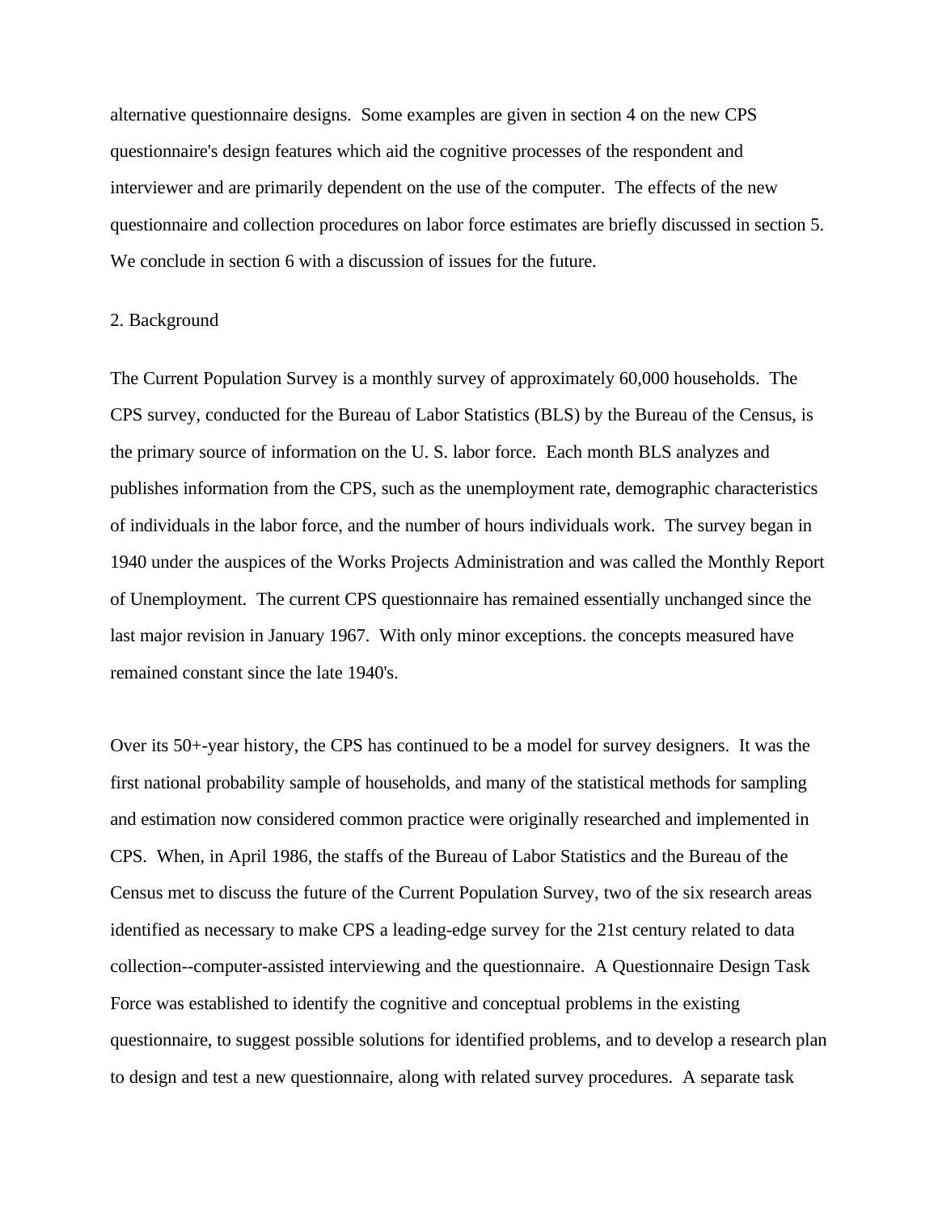alternative questionnaire designs. Some examples are given in section 4 on the new CPS questionnaire's design features which aid the cognitive processes of the respondent and interviewer and are primarily dependent on the use of the computer. The effects of the new questionnaire and collection procedures on labor force estimates are briefly discussed in section 5. We conclude in section 6 with a discussion of issues for the future.

## 2. Background

The Current Population Survey is a monthly survey of approximately 60,000 households. The CPS survey, conducted for the Bureau of Labor Statistics (BLS) by the Bureau of the Census, is the primary source of information on the U. S. labor force. Each month BLS analyzes and publishes information from the CPS, such as the unemployment rate, demographic characteristics of individuals in the labor force, and the number of hours individuals work. The survey began in 1940 under the auspices of the Works Projects Administration and was called the Monthly Report of Unemployment. The current CPS questionnaire has remained essentially unchanged since the last major revision in January 1967. With only minor exceptions. the concepts measured have remained constant since the late 1940's.

Over its 50+-year history, the CPS has continued to be a model for survey designers. It was the first national probability sample of households, and many of the statistical methods for sampling and estimation now considered common practice were originally researched and implemented in CPS. When, in April 1986, the staffs of the Bureau of Labor Statistics and the Bureau of the Census met to discuss the future of the Current Population Survey, two of the six research areas identified as necessary to make CPS a leading-edge survey for the 21st century related to data collection--computer-assisted interviewing and the questionnaire. A Questionnaire Design Task Force was established to identify the cognitive and conceptual problems in the existing questionnaire, to suggest possible solutions for identified problems, and to develop a research plan to design and test a new questionnaire, along with related survey procedures. A separate task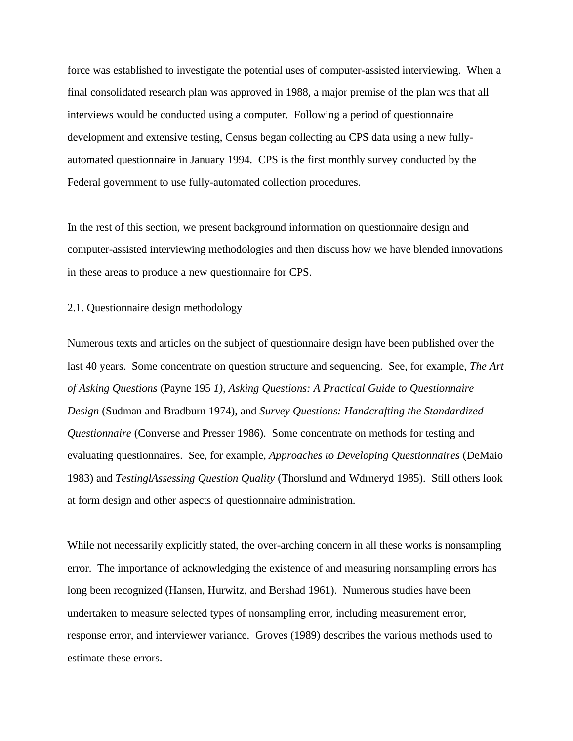force was established to investigate the potential uses of computer-assisted interviewing. When a final consolidated research plan was approved in 1988, a major premise of the plan was that all interviews would be conducted using a computer. Following a period of questionnaire development and extensive testing, Census began collecting au CPS data using a new fully-automated questionnaire in January 1994. CPS is the first monthly survey conducted by the Federal government to use fully-automated collection procedures.

In the rest of this section, we present background information on questionnaire design and computer-assisted interviewing methodologies and then discuss how we have blended innovations in these areas to produce a new questionnaire for CPS.

## 2.1. Questionnaire design methodology

Numerous texts and articles on the subject of questionnaire design have been published over the last 40 years. Some concentrate on question structure and sequencing. See, for example, *The Art of Asking Questions* (Payne 195 *1), Asking Questions: A Practical Guide to Questionnaire Design* (Sudman and Bradburn 1974), and *Survey Questions: Handcrafting the Standardized Questionnaire* (Converse and Presser 1986). Some concentrate on methods for testing and evaluating questionnaires. See, for example, *Approaches to Developing Questionnaires* (DeMaio 1983) and *TestinglAssessing Question Quality* (Thorslund and Wdrneryd 1985). Still others look at form design and other aspects of questionnaire administration.

While not necessarily explicitly stated, the over-arching concern in all these works is nonsampling error. The importance of acknowledging the existence of and measuring nonsampling errors has long been recognized (Hansen, Hurwitz, and Bershad 1961). Numerous studies have been undertaken to measure selected types of nonsampling error, including measurement error, response error, and interviewer variance. Groves (1989) describes the various methods used to estimate these errors.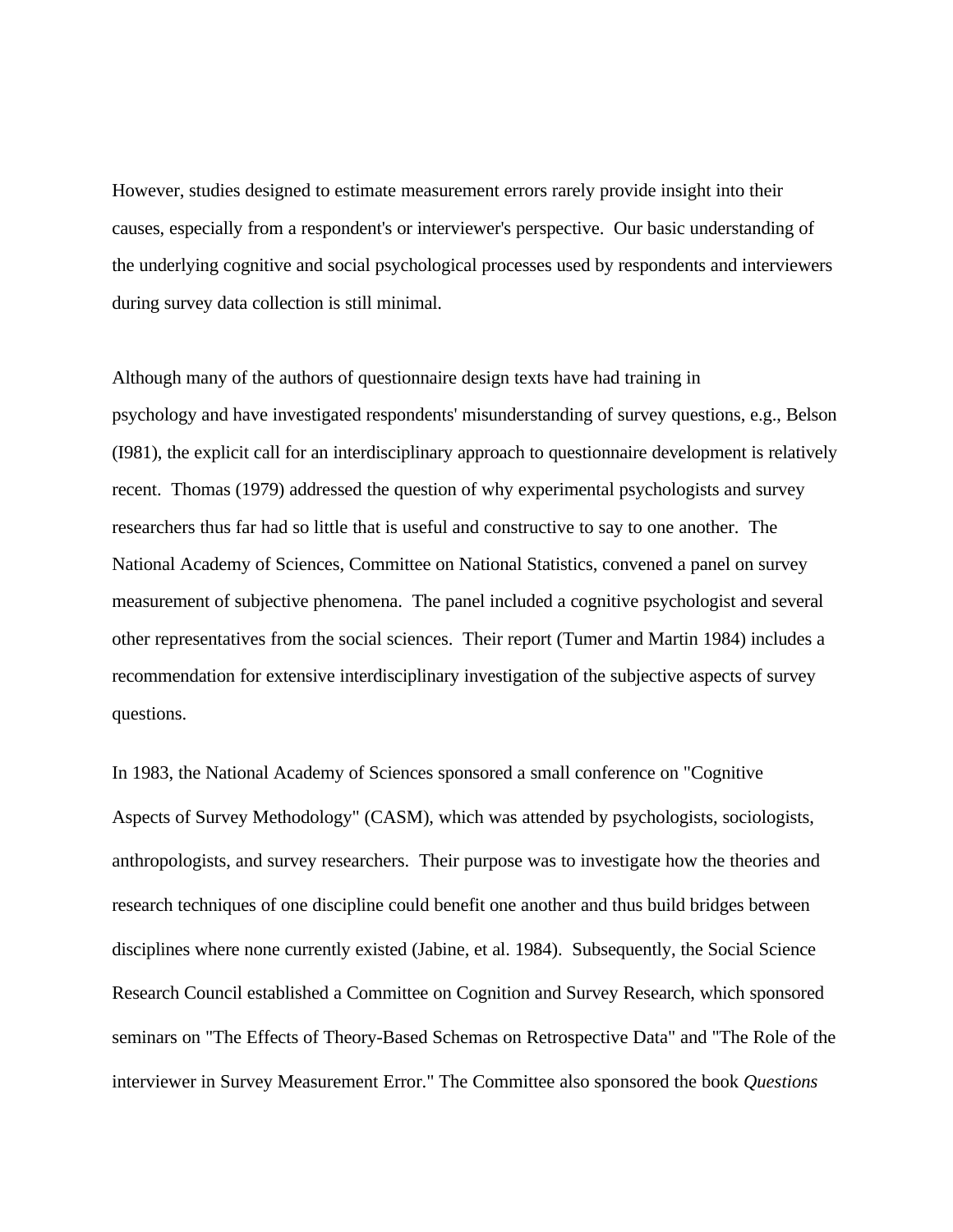However, studies designed to estimate measurement errors rarely provide insight into their causes, especially from a respondent's or interviewer's perspective. Our basic understanding of the underlying cognitive and social psychological processes used by respondents and interviewers during survey data collection is still minimal.

Although many of the authors of questionnaire design texts have had training in psychology and have investigated respondents' misunderstanding of survey questions, e.g., Belson (I981), the explicit call for an interdisciplinary approach to questionnaire development is relatively recent. Thomas (1979) addressed the question of why experimental psychologists and survey researchers thus far had so little that is useful and constructive to say to one another. The National Academy of Sciences, Committee on National Statistics, convened a panel on survey measurement of subjective phenomena. The panel included a cognitive psychologist and several other representatives from the social sciences. Their report (Tumer and Martin 1984) includes a recommendation for extensive interdisciplinary investigation of the subjective aspects of survey questions.

In 1983, the National Academy of Sciences sponsored a small conference on "Cognitive Aspects of Survey Methodology" (CASM), which was attended by psychologists, sociologists, anthropologists, and survey researchers. Their purpose was to investigate how the theories and research techniques of one discipline could benefit one another and thus build bridges between disciplines where none currently existed (Jabine, et al. 1984). Subsequently, the Social Science Research Council established a Committee on Cognition and Survey Research, which sponsored seminars on "The Effects of Theory-Based Schemas on Retrospective Data" and "The Role of the interviewer in Survey Measurement Error." The Committee also sponsored the book *Questions*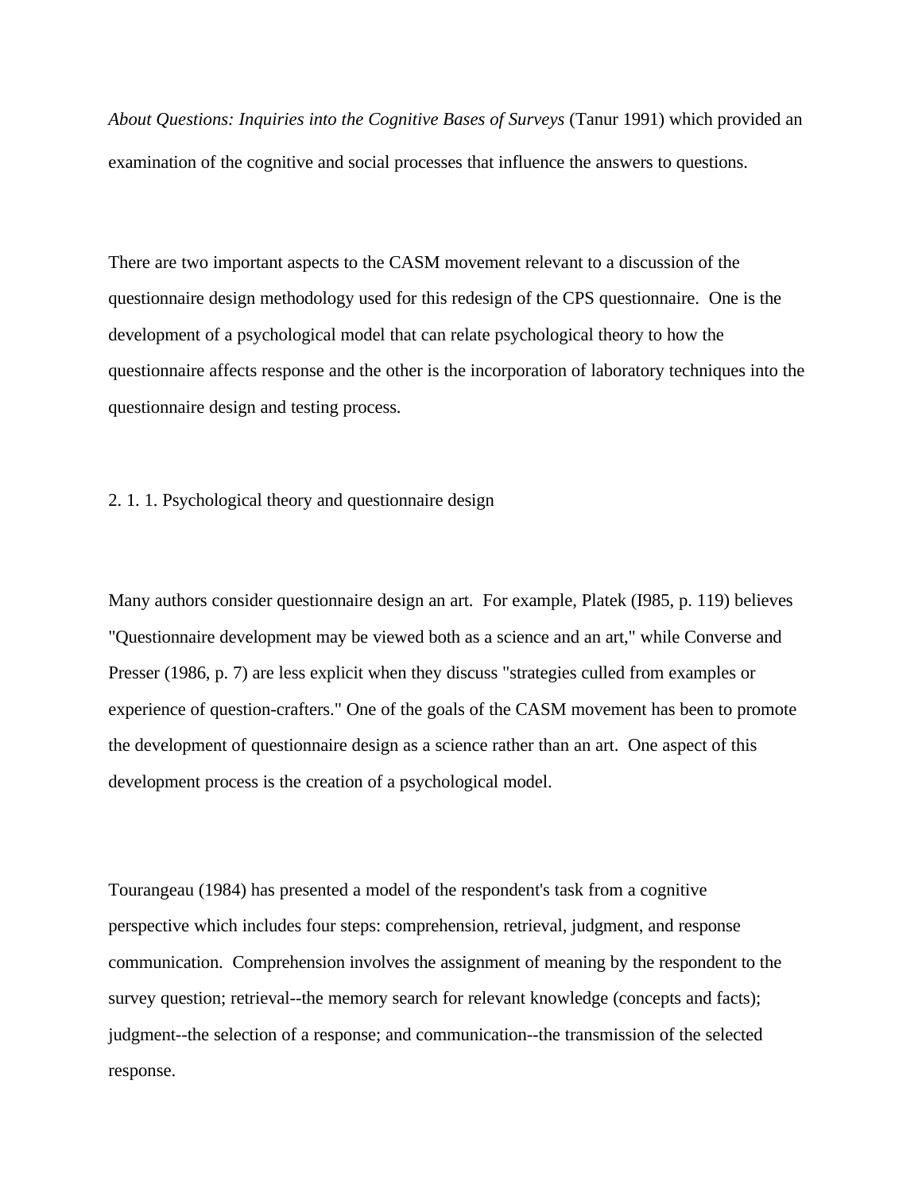*About Questions: Inquiries into the Cognitive Bases of Surveys* (Tanur 1991) which provided an examination of the cognitive and social processes that influence the answers to questions.

There are two important aspects to the CASM movement relevant to a discussion of the questionnaire design methodology used for this redesign of the CPS questionnaire. One is the development of a psychological model that can relate psychological theory to how the questionnaire affects response and the other is the incorporation of laboratory techniques into the questionnaire design and testing process.

### 2. 1. 1. Psychological theory and questionnaire design

Many authors consider questionnaire design an art. For example, Platek (I985, p. 119) believes "Questionnaire development may be viewed both as a science and an art," while Converse and Presser (1986, p. 7) are less explicit when they discuss "strategies culled from examples or experience of question-crafters." One of the goals of the CASM movement has been to promote the development of questionnaire design as a science rather than an art. One aspect of this development process is the creation of a psychological model.

Tourangeau (1984) has presented a model of the respondent's task from a cognitive perspective which includes four steps: comprehension, retrieval, judgment, and response communication. Comprehension involves the assignment of meaning by the respondent to the survey question; retrieval--the memory search for relevant knowledge (concepts and facts); judgment--the selection of a response; and communication--the transmission of the selected response.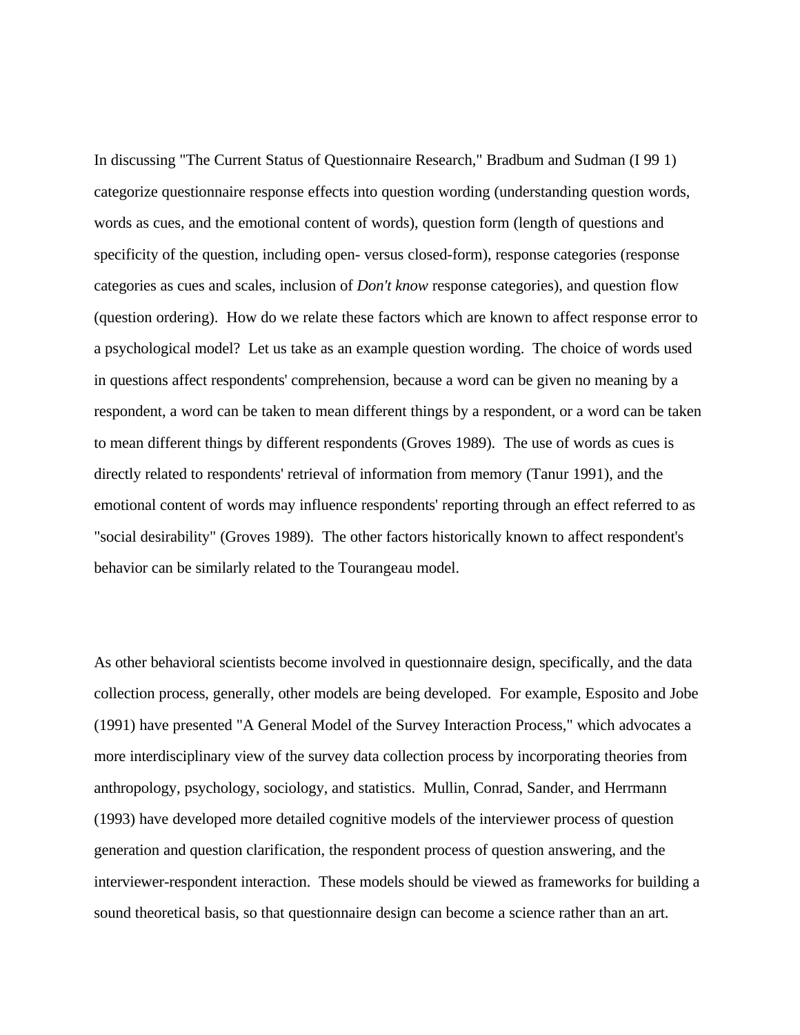In discussing "The Current Status of Questionnaire Research," Bradbum and Sudman (I 99 1) categorize questionnaire response effects into question wording (understanding question words, words as cues, and the emotional content of words), question form (length of questions and specificity of the question, including open- versus closed-form), response categories (response categories as cues and scales, inclusion of *Don't know* response categories), and question flow (question ordering). How do we relate these factors which are known to affect response error to a psychological model? Let us take as an example question wording. The choice of words used in questions affect respondents' comprehension, because a word can be given no meaning by a respondent, a word can be taken to mean different things by a respondent, or a word can be taken to mean different things by different respondents (Groves 1989). The use of words as cues is directly related to respondents' retrieval of information from memory (Tanur 1991), and the emotional content of words may influence respondents' reporting through an effect referred to as "social desirability" (Groves 1989). The other factors historically known to affect respondent's behavior can be similarly related to the Tourangeau model.

As other behavioral scientists become involved in questionnaire design, specifically, and the data collection process, generally, other models are being developed. For example, Esposito and Jobe (1991) have presented "A General Model of the Survey Interaction Process," which advocates a more interdisciplinary view of the survey data collection process by incorporating theories from anthropology, psychology, sociology, and statistics. Mullin, Conrad, Sander, and Herrmann (1993) have developed more detailed cognitive models of the interviewer process of question generation and question clarification, the respondent process of question answering, and the interviewer-respondent interaction. These models should be viewed as frameworks for building a sound theoretical basis, so that questionnaire design can become a science rather than an art.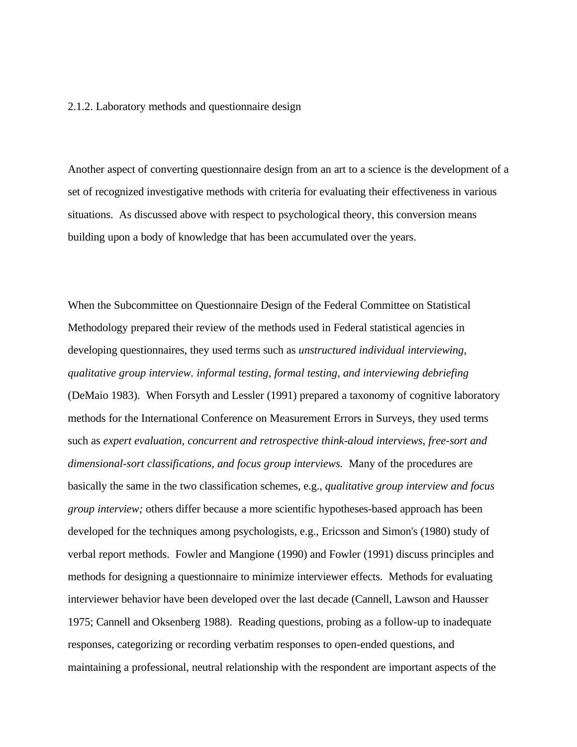### 2.1.2. Laboratory methods and questionnaire design

Another aspect of converting questionnaire design from an art to a science is the development of a set of recognized investigative methods with criteria for evaluating their effectiveness in various situations. As discussed above with respect to psychological theory, this conversion means building upon a body of knowledge that has been accumulated over the years.

When the Subcommittee on Questionnaire Design of the Federal Committee on Statistical Methodology prepared their review of the methods used in Federal statistical agencies in developing questionnaires, they used terms such as *unstructured individual interviewing, qualitative group interview. informal testing, formal testing, and interviewing debriefing* (DeMaio 1983). When Forsyth and Lessler (1991) prepared a taxonomy of cognitive laboratory methods for the International Conference on Measurement Errors in Surveys, they used terms such as *expert evaluation, concurrent and retrospective think-aloud interviews, free-sort and dimensional-sort classifications, and focus group interviews.* Many of the procedures are basically the same in the two classification schemes, e.g., *qualitative group interview and focus group interview;* others differ because a more scientific hypotheses-based approach has been developed for the techniques among psychologists, e.g., Ericsson and Simon's (1980) study of verbal report methods. Fowler and Mangione (1990) and Fowler (1991) discuss principles and methods for designing a questionnaire to minimize interviewer effects. Methods for evaluating interviewer behavior have been developed over the last decade (Cannell, Lawson and Hausser 1975; Cannell and Oksenberg 1988). Reading questions, probing as a follow-up to inadequate responses, categorizing or recording verbatim responses to open-ended questions, and maintaining a professional, neutral relationship with the respondent are important aspects of the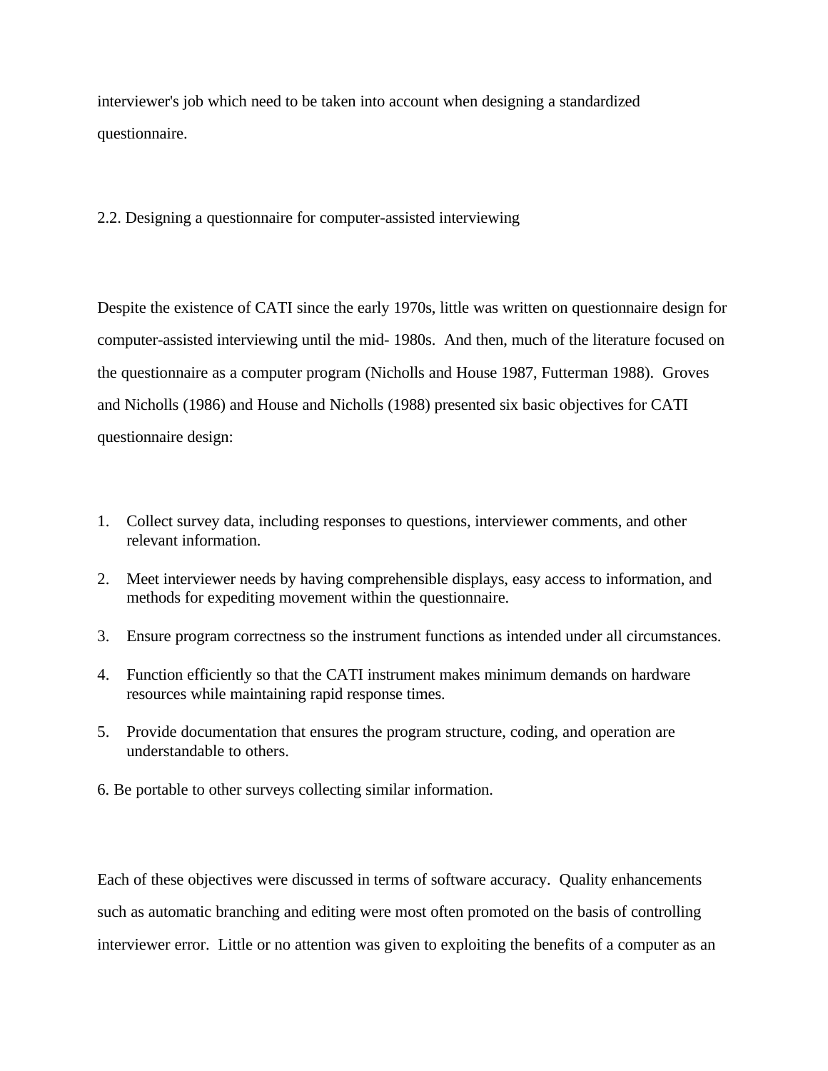interviewer's job which need to be taken into account when designing a standardized questionnaire.

## 2.2. Designing a questionnaire for computer-assisted interviewing

Despite the existence of CATI since the early 1970s, little was written on questionnaire design for computer-assisted interviewing until the mid- 1980s. And then, much of the literature focused on the questionnaire as a computer program (Nicholls and House 1987, Futterman 1988). Groves and Nicholls (1986) and House and Nicholls (1988) presented six basic objectives for CATI questionnaire design:

1. Collect survey data, including responses to questions, interviewer comments, and other relevant information.
2. Meet interviewer needs by having comprehensible displays, easy access to information, and methods for expediting movement within the questionnaire.
3. Ensure program correctness so the instrument functions as intended under all circumstances.
4. Function efficiently so that the CATI instrument makes minimum demands on hardware resources while maintaining rapid response times.
5. Provide documentation that ensures the program structure, coding, and operation are understandable to others.
6. Be portable to other surveys collecting similar information.

Each of these objectives were discussed in terms of software accuracy. Quality enhancements such as automatic branching and editing were most often promoted on the basis of controlling interviewer error. Little or no attention was given to exploiting the benefits of a computer as an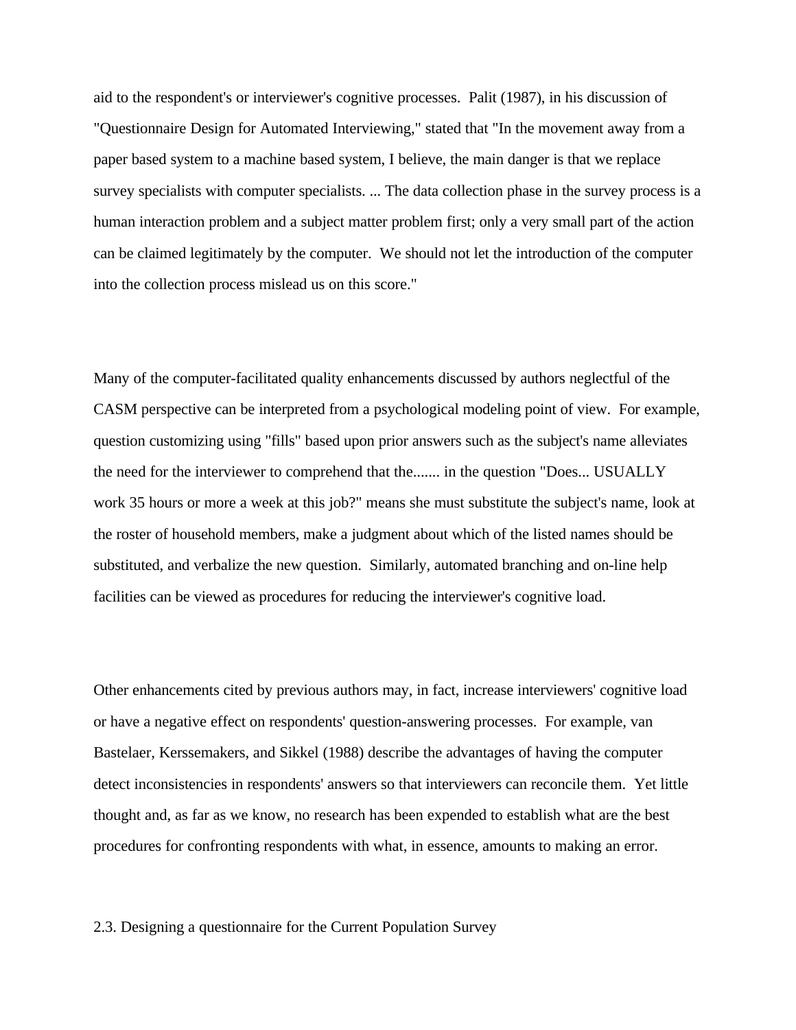aid to the respondent's or interviewer's cognitive processes. Palit (1987), in his discussion of "Questionnaire Design for Automated Interviewing," stated that "In the movement away from a paper based system to a machine based system, I believe, the main danger is that we replace survey specialists with computer specialists. ... The data collection phase in the survey process is a human interaction problem and a subject matter problem first; only a very small part of the action can be claimed legitimately by the computer. We should not let the introduction of the computer into the collection process mislead us on this score."

Many of the computer-facilitated quality enhancements discussed by authors neglectful of the CASM perspective can be interpreted from a psychological modeling point of view. For example, question customizing using "fills" based upon prior answers such as the subject's name alleviates the need for the interviewer to comprehend that the....... in the question "Does... USUALLY work 35 hours or more a week at this job?" means she must substitute the subject's name, look at the roster of household members, make a judgment about which of the listed names should be substituted, and verbalize the new question. Similarly, automated branching and on-line help facilities can be viewed as procedures for reducing the interviewer's cognitive load.

Other enhancements cited by previous authors may, in fact, increase interviewers' cognitive load or have a negative effect on respondents' question-answering processes. For example, van Bastelaer, Kerssemakers, and Sikkel (1988) describe the advantages of having the computer detect inconsistencies in respondents' answers so that interviewers can reconcile them. Yet little thought and, as far as we know, no research has been expended to establish what are the best procedures for confronting respondents with what, in essence, amounts to making an error.

## 2.3. Designing a questionnaire for the Current Population Survey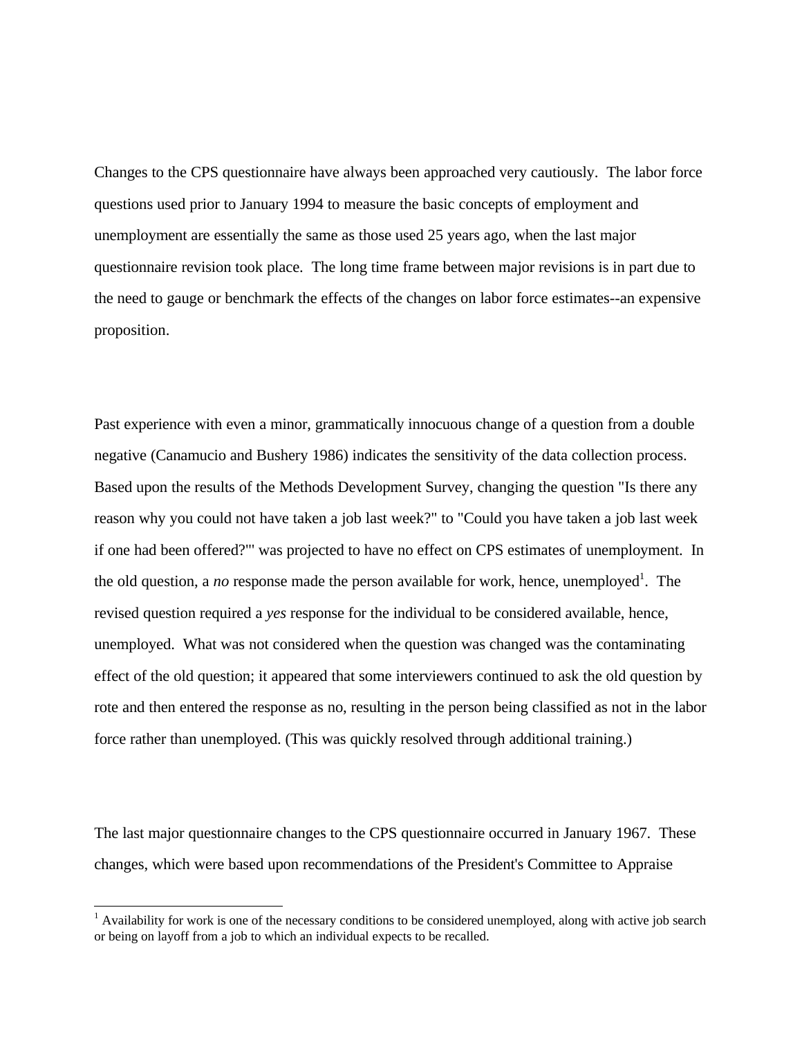Changes to the CPS questionnaire have always been approached very cautiously. The labor force questions used prior to January 1994 to measure the basic concepts of employment and unemployment are essentially the same as those used 25 years ago, when the last major questionnaire revision took place. The long time frame between major revisions is in part due to the need to gauge or benchmark the effects of the changes on labor force estimates--an expensive proposition.

Past experience with even a minor, grammatically innocuous change of a question from a double negative (Canamucio and Bushery 1986) indicates the sensitivity of the data collection process. Based upon the results of the Methods Development Survey, changing the question "Is there any reason why you could not have taken a job last week?" to "Could you have taken a job last week if one had been offered?"' was projected to have no effect on CPS estimates of unemployment. In the old question, a *no* response made the person available for work, hence, unemployed[1]. The revised question required a *yes* response for the individual to be considered available, hence, unemployed. What was not considered when the question was changed was the contaminating effect of the old question; it appeared that some interviewers continued to ask the old question by rote and then entered the response as no, resulting in the person being classified as not in the labor force rather than unemployed. (This was quickly resolved through additional training.)

The last major questionnaire changes to the CPS questionnaire occurred in January 1967. These changes, which were based upon recommendations of the President's Committee to Appraise

[1] Availability for work is one of the necessary conditions to be considered unemployed, along with active job search or being on layoff from a job to which an individual expects to be recalled.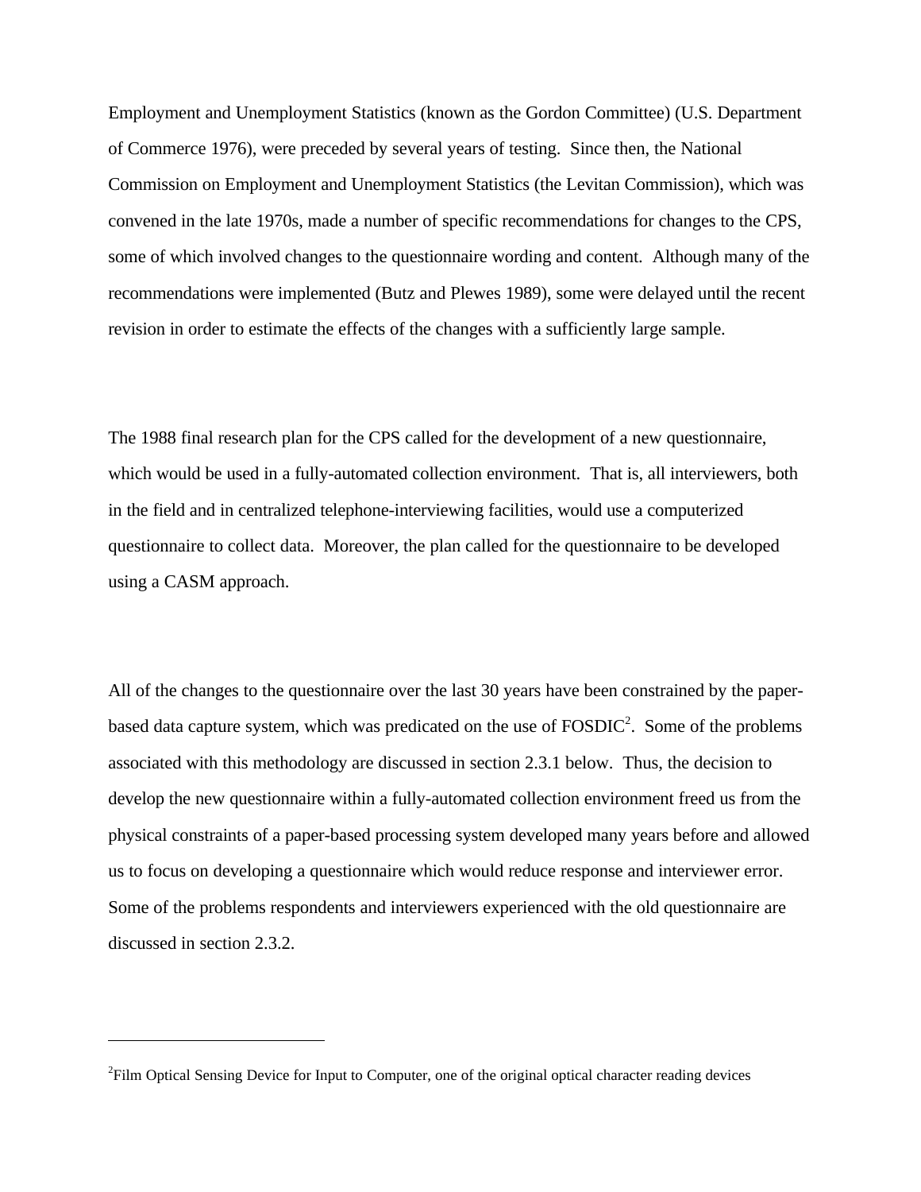Employment and Unemployment Statistics (known as the Gordon Committee) (U.S. Department of Commerce 1976), were preceded by several years of testing. Since then, the National Commission on Employment and Unemployment Statistics (the Levitan Commission), which was convened in the late 1970s, made a number of specific recommendations for changes to the CPS, some of which involved changes to the questionnaire wording and content. Although many of the recommendations were implemented (Butz and Plewes 1989), some were delayed until the recent revision in order to estimate the effects of the changes with a sufficiently large sample.

The 1988 final research plan for the CPS called for the development of a new questionnaire, which would be used in a fully-automated collection environment. That is, all interviewers, both in the field and in centralized telephone-interviewing facilities, would use a computerized questionnaire to collect data. Moreover, the plan called for the questionnaire to be developed using a CASM approach.

All of the changes to the questionnaire over the last 30 years have been constrained by the paper-based data capture system, which was predicated on the use of FOSDIC[2]. Some of the problems associated with this methodology are discussed in section 2.3.1 below. Thus, the decision to develop the new questionnaire within a fully-automated collection environment freed us from the physical constraints of a paper-based processing system developed many years before and allowed us to focus on developing a questionnaire which would reduce response and interviewer error. Some of the problems respondents and interviewers experienced with the old questionnaire are discussed in section 2.3.2.

---

[2]Film Optical Sensing Device for Input to Computer, one of the original optical character reading devices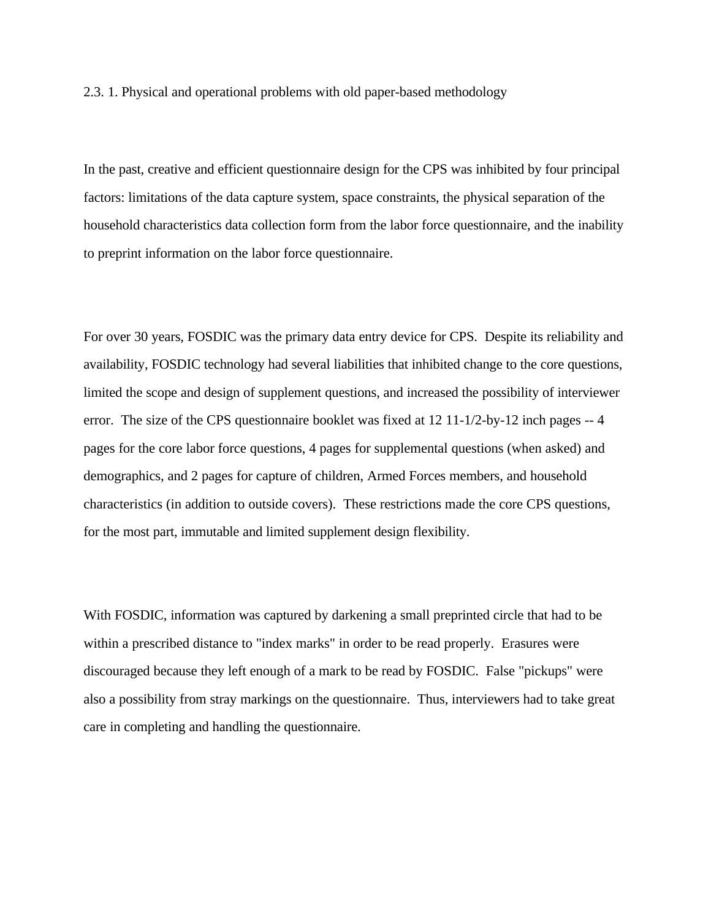### 2.3. 1. Physical and operational problems with old paper-based methodology

In the past, creative and efficient questionnaire design for the CPS was inhibited by four principal factors: limitations of the data capture system, space constraints, the physical separation of the household characteristics data collection form from the labor force questionnaire, and the inability to preprint information on the labor force questionnaire.

For over 30 years, FOSDIC was the primary data entry device for CPS. Despite its reliability and availability, FOSDIC technology had several liabilities that inhibited change to the core questions, limited the scope and design of supplement questions, and increased the possibility of interviewer error. The size of the CPS questionnaire booklet was fixed at 12 11-1/2-by-12 inch pages -- 4 pages for the core labor force questions, 4 pages for supplemental questions (when asked) and demographics, and 2 pages for capture of children, Armed Forces members, and household characteristics (in addition to outside covers). These restrictions made the core CPS questions, for the most part, immutable and limited supplement design flexibility.

With FOSDIC, information was captured by darkening a small preprinted circle that had to be within a prescribed distance to "index marks" in order to be read properly. Erasures were discouraged because they left enough of a mark to be read by FOSDIC. False "pickups" were also a possibility from stray markings on the questionnaire. Thus, interviewers had to take great care in completing and handling the questionnaire.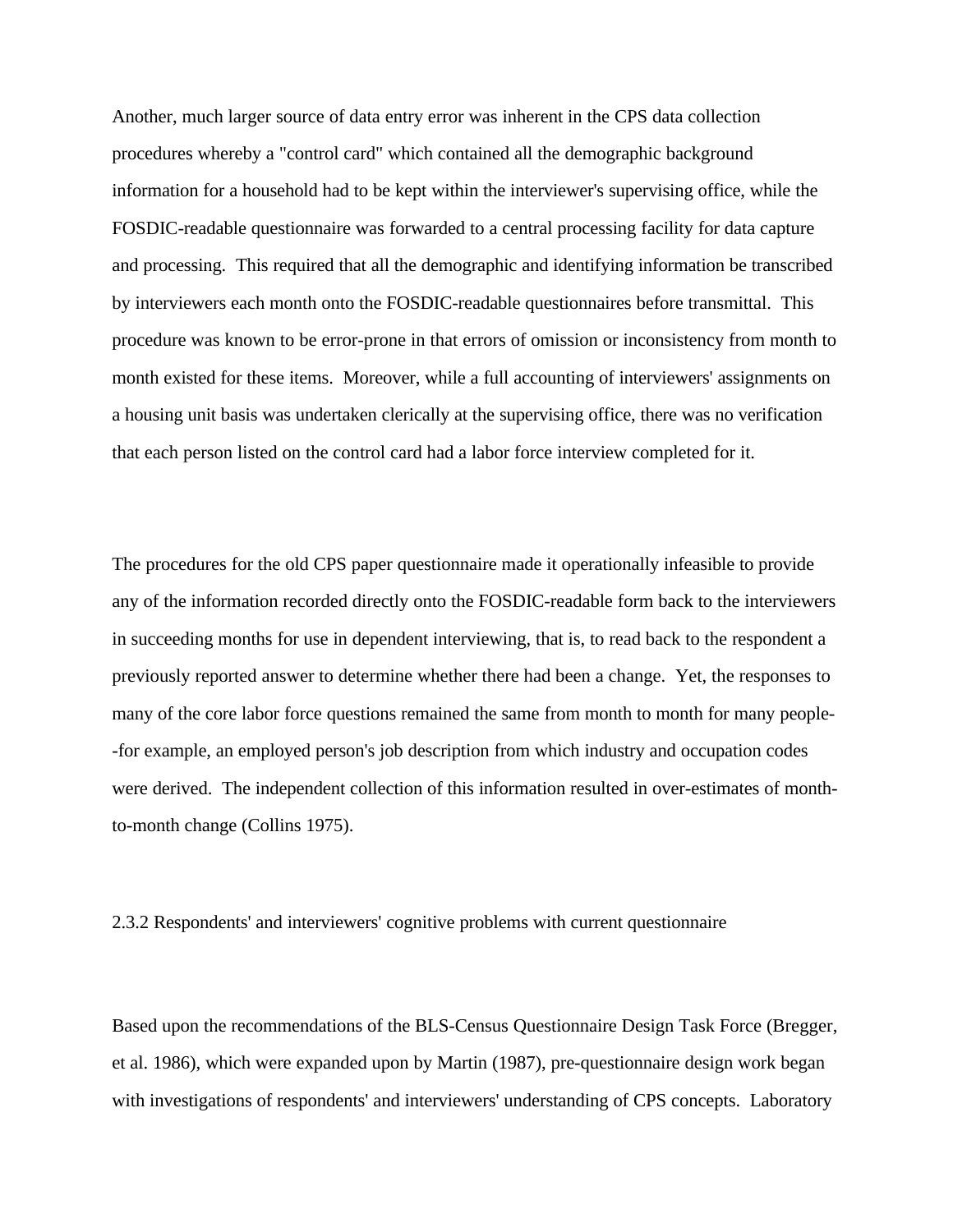Another, much larger source of data entry error was inherent in the CPS data collection procedures whereby a "control card" which contained all the demographic background information for a household had to be kept within the interviewer's supervising office, while the FOSDIC-readable questionnaire was forwarded to a central processing facility for data capture and processing. This required that all the demographic and identifying information be transcribed by interviewers each month onto the FOSDIC-readable questionnaires before transmittal. This procedure was known to be error-prone in that errors of omission or inconsistency from month to month existed for these items. Moreover, while a full accounting of interviewers' assignments on a housing unit basis was undertaken clerically at the supervising office, there was no verification that each person listed on the control card had a labor force interview completed for it.

The procedures for the old CPS paper questionnaire made it operationally infeasible to provide any of the information recorded directly onto the FOSDIC-readable form back to the interviewers in succeeding months for use in dependent interviewing, that is, to read back to the respondent a previously reported answer to determine whether there had been a change. Yet, the responses to many of the core labor force questions remained the same from month to month for many people--for example, an employed person's job description from which industry and occupation codes were derived. The independent collection of this information resulted in over-estimates of month-to-month change (Collins 1975).

### 2.3.2 Respondents' and interviewers' cognitive problems with current questionnaire

Based upon the recommendations of the BLS-Census Questionnaire Design Task Force (Bregger, et al. 1986), which were expanded upon by Martin (1987), pre-questionnaire design work began with investigations of respondents' and interviewers' understanding of CPS concepts. Laboratory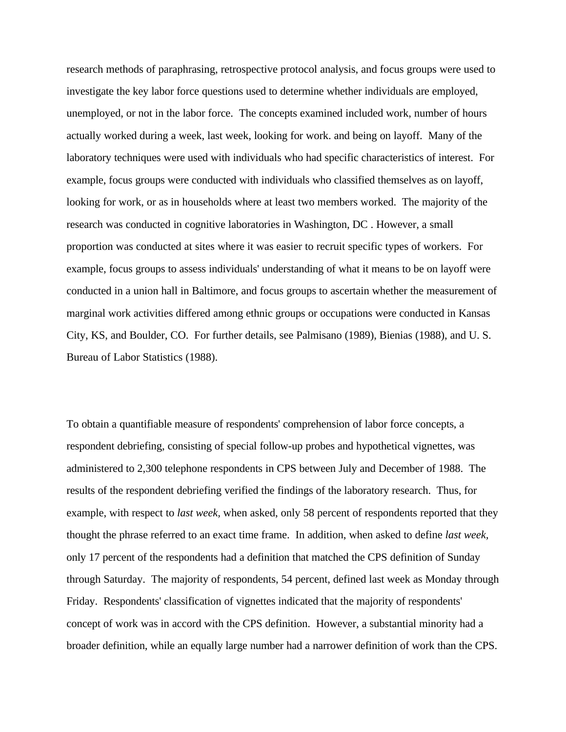research methods of paraphrasing, retrospective protocol analysis, and focus groups were used to investigate the key labor force questions used to determine whether individuals are employed, unemployed, or not in the labor force. The concepts examined included work, number of hours actually worked during a week, last week, looking for work. and being on layoff. Many of the laboratory techniques were used with individuals who had specific characteristics of interest. For example, focus groups were conducted with individuals who classified themselves as on layoff, looking for work, or as in households where at least two members worked. The majority of the research was conducted in cognitive laboratories in Washington, DC . However, a small proportion was conducted at sites where it was easier to recruit specific types of workers. For example, focus groups to assess individuals' understanding of what it means to be on layoff were conducted in a union hall in Baltimore, and focus groups to ascertain whether the measurement of marginal work activities differed among ethnic groups or occupations were conducted in Kansas City, KS, and Boulder, CO. For further details, see Palmisano (1989), Bienias (1988), and U. S. Bureau of Labor Statistics (1988).

To obtain a quantifiable measure of respondents' comprehension of labor force concepts, a respondent debriefing, consisting of special follow-up probes and hypothetical vignettes, was administered to 2,300 telephone respondents in CPS between July and December of 1988. The results of the respondent debriefing verified the findings of the laboratory research. Thus, for example, with respect to *last week,* when asked, only 58 percent of respondents reported that they thought the phrase referred to an exact time frame. In addition, when asked to define *last week*, only 17 percent of the respondents had a definition that matched the CPS definition of Sunday through Saturday. The majority of respondents, 54 percent, defined last week as Monday through Friday. Respondents' classification of vignettes indicated that the majority of respondents' concept of work was in accord with the CPS definition. However, a substantial minority had a broader definition, while an equally large number had a narrower definition of work than the CPS.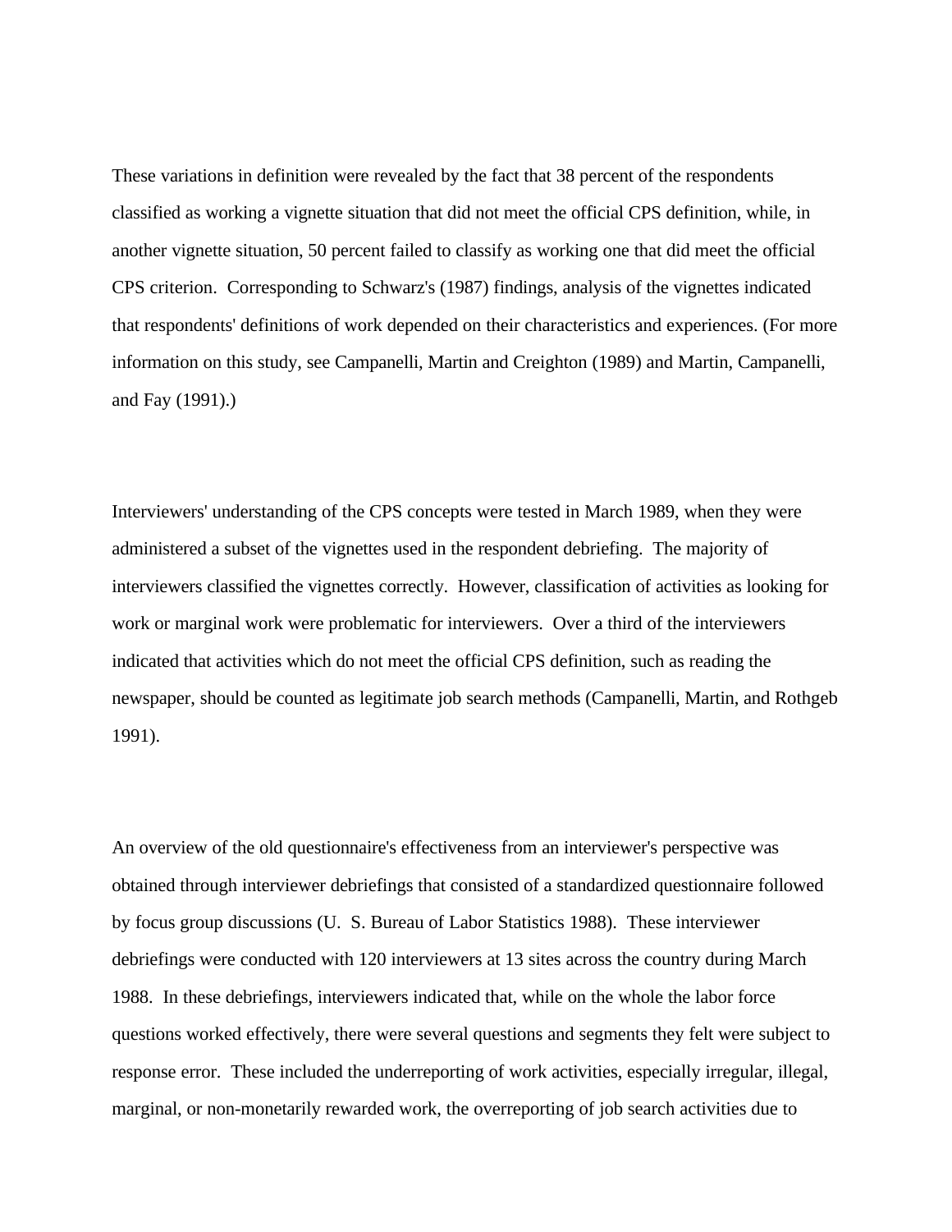These variations in definition were revealed by the fact that 38 percent of the respondents classified as working a vignette situation that did not meet the official CPS definition, while, in another vignette situation, 50 percent failed to classify as working one that did meet the official CPS criterion. Corresponding to Schwarz's (1987) findings, analysis of the vignettes indicated that respondents' definitions of work depended on their characteristics and experiences. (For more information on this study, see Campanelli, Martin and Creighton (1989) and Martin, Campanelli, and Fay (1991).)

Interviewers' understanding of the CPS concepts were tested in March 1989, when they were administered a subset of the vignettes used in the respondent debriefing. The majority of interviewers classified the vignettes correctly. However, classification of activities as looking for work or marginal work were problematic for interviewers. Over a third of the interviewers indicated that activities which do not meet the official CPS definition, such as reading the newspaper, should be counted as legitimate job search methods (Campanelli, Martin, and Rothgeb 1991).

An overview of the old questionnaire's effectiveness from an interviewer's perspective was obtained through interviewer debriefings that consisted of a standardized questionnaire followed by focus group discussions (U. S. Bureau of Labor Statistics 1988). These interviewer debriefings were conducted with 120 interviewers at 13 sites across the country during March 1988. In these debriefings, interviewers indicated that, while on the whole the labor force questions worked effectively, there were several questions and segments they felt were subject to response error. These included the underreporting of work activities, especially irregular, illegal, marginal, or non-monetarily rewarded work, the overreporting of job search activities due to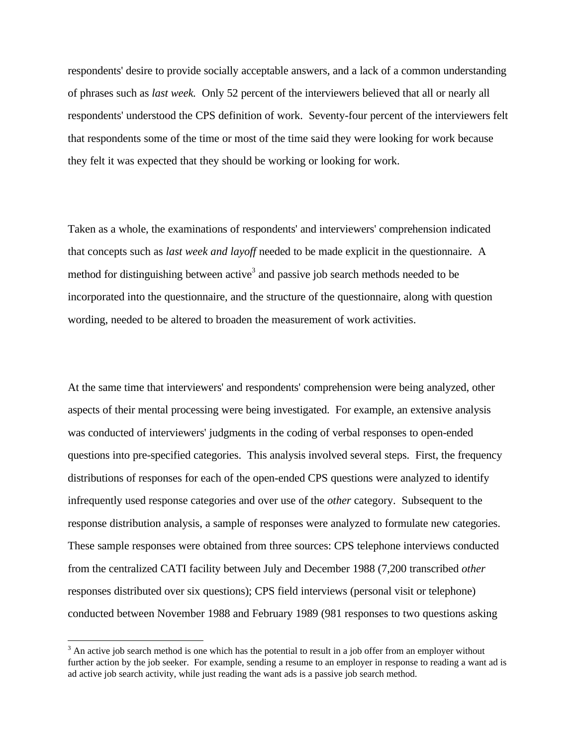respondents' desire to provide socially acceptable answers, and a lack of a common understanding of phrases such as *last week.* Only 52 percent of the interviewers believed that all or nearly all respondents' understood the CPS definition of work. Seventy-four percent of the interviewers felt that respondents some of the time or most of the time said they were looking for work because they felt it was expected that they should be working or looking for work.

Taken as a whole, the examinations of respondents' and interviewers' comprehension indicated that concepts such as *last week and layoff* needed to be made explicit in the questionnaire. A method for distinguishing between active[3] and passive job search methods needed to be incorporated into the questionnaire, and the structure of the questionnaire, along with question wording, needed to be altered to broaden the measurement of work activities.

At the same time that interviewers' and respondents' comprehension were being analyzed, other aspects of their mental processing were being investigated. For example, an extensive analysis was conducted of interviewers' judgments in the coding of verbal responses to open-ended questions into pre-specified categories. This analysis involved several steps. First, the frequency distributions of responses for each of the open-ended CPS questions were analyzed to identify infrequently used response categories and over use of the *other* category. Subsequent to the response distribution analysis, a sample of responses were analyzed to formulate new categories. These sample responses were obtained from three sources: CPS telephone interviews conducted from the centralized CATI facility between July and December 1988 (7,200 transcribed *other* responses distributed over six questions); CPS field interviews (personal visit or telephone) conducted between November 1988 and February 1989 (981 responses to two questions asking

---

[3] An active job search method is one which has the potential to result in a job offer from an employer without further action by the job seeker. For example, sending a resume to an employer in response to reading a want ad is ad active job search activity, while just reading the want ads is a passive job search method.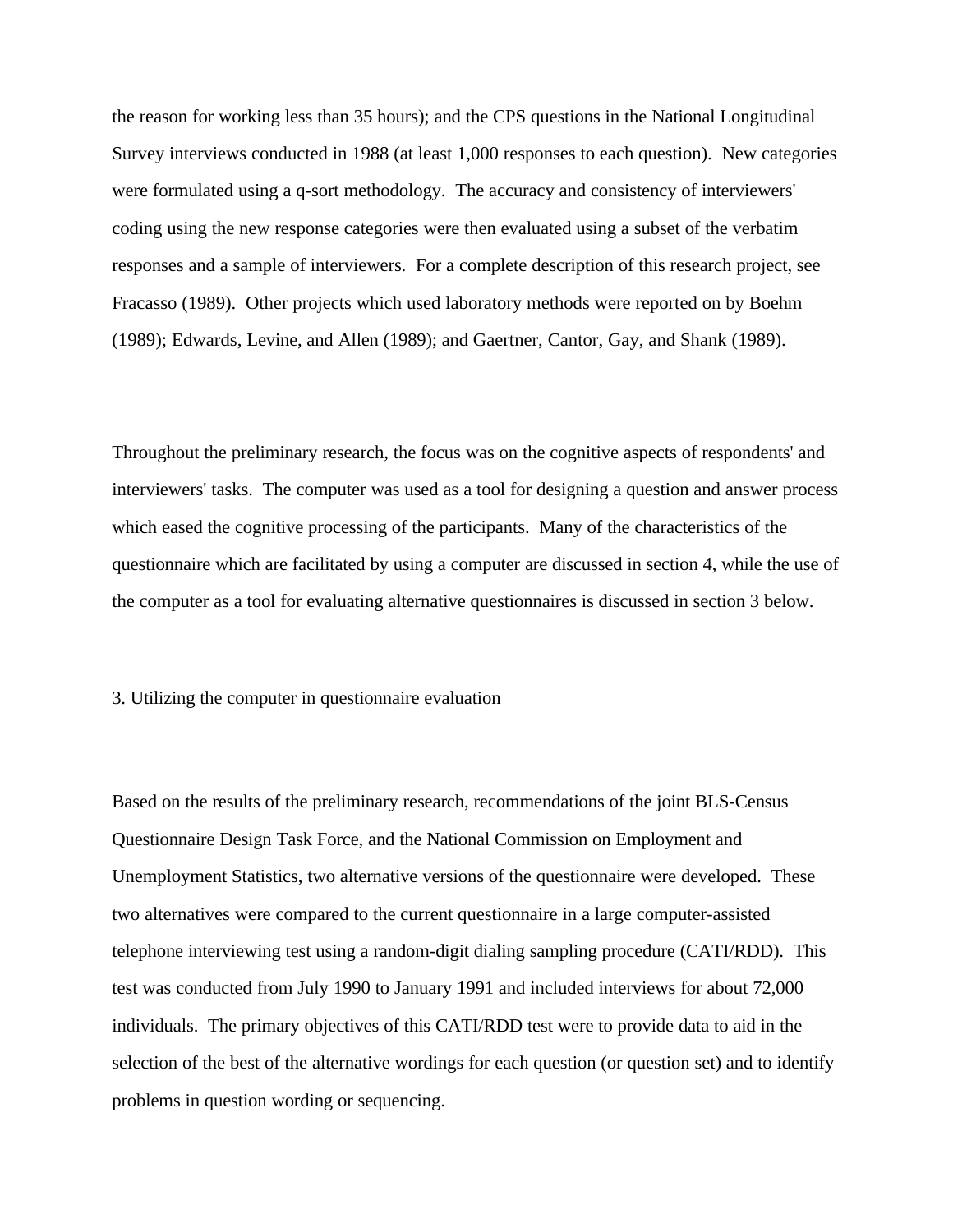the reason for working less than 35 hours); and the CPS questions in the National Longitudinal Survey interviews conducted in 1988 (at least 1,000 responses to each question). New categories were formulated using a q-sort methodology. The accuracy and consistency of interviewers' coding using the new response categories were then evaluated using a subset of the verbatim responses and a sample of interviewers. For a complete description of this research project, see Fracasso (1989). Other projects which used laboratory methods were reported on by Boehm (1989); Edwards, Levine, and Allen (1989); and Gaertner, Cantor, Gay, and Shank (1989).

Throughout the preliminary research, the focus was on the cognitive aspects of respondents' and interviewers' tasks. The computer was used as a tool for designing a question and answer process which eased the cognitive processing of the participants. Many of the characteristics of the questionnaire which are facilitated by using a computer are discussed in section 4, while the use of the computer as a tool for evaluating alternative questionnaires is discussed in section 3 below.

## 3. Utilizing the computer in questionnaire evaluation

Based on the results of the preliminary research, recommendations of the joint BLS-Census Questionnaire Design Task Force, and the National Commission on Employment and Unemployment Statistics, two alternative versions of the questionnaire were developed. These two alternatives were compared to the current questionnaire in a large computer-assisted telephone interviewing test using a random-digit dialing sampling procedure (CATI/RDD). This test was conducted from July 1990 to January 1991 and included interviews for about 72,000 individuals. The primary objectives of this CATI/RDD test were to provide data to aid in the selection of the best of the alternative wordings for each question (or question set) and to identify problems in question wording or sequencing.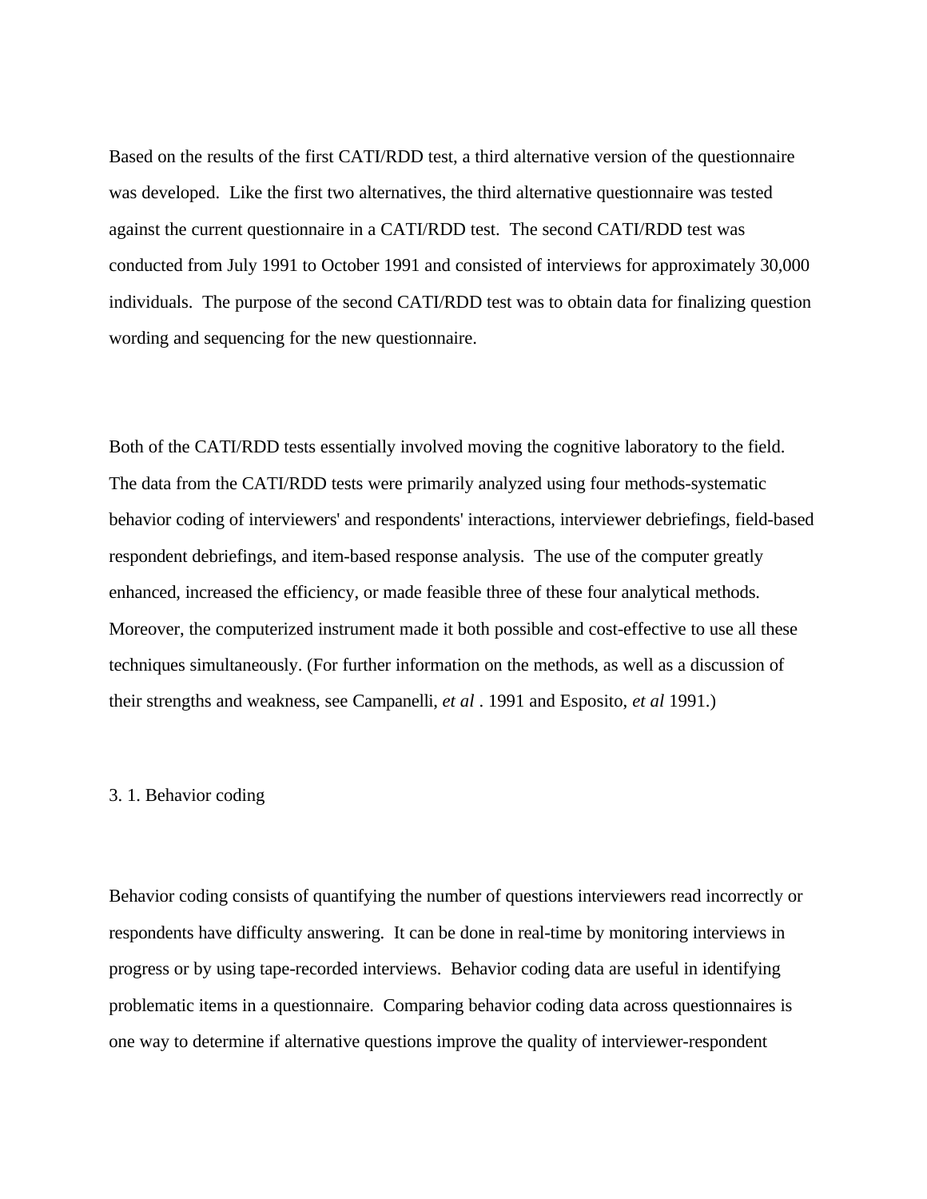Based on the results of the first CATI/RDD test, a third alternative version of the questionnaire was developed. Like the first two alternatives, the third alternative questionnaire was tested against the current questionnaire in a CATI/RDD test. The second CATI/RDD test was conducted from July 1991 to October 1991 and consisted of interviews for approximately 30,000 individuals. The purpose of the second CATI/RDD test was to obtain data for finalizing question wording and sequencing for the new questionnaire.

Both of the CATI/RDD tests essentially involved moving the cognitive laboratory to the field. The data from the CATI/RDD tests were primarily analyzed using four methods-systematic behavior coding of interviewers' and respondents' interactions, interviewer debriefings, field-based respondent debriefings, and item-based response analysis. The use of the computer greatly enhanced, increased the efficiency, or made feasible three of these four analytical methods. Moreover, the computerized instrument made it both possible and cost-effective to use all these techniques simultaneously. (For further information on the methods, as well as a discussion of their strengths and weakness, see Campanelli, *et al* . 1991 and Esposito, *et al* 1991.)

## 3. 1. Behavior coding

Behavior coding consists of quantifying the number of questions interviewers read incorrectly or respondents have difficulty answering. It can be done in real-time by monitoring interviews in progress or by using tape-recorded interviews. Behavior coding data are useful in identifying problematic items in a questionnaire. Comparing behavior coding data across questionnaires is one way to determine if alternative questions improve the quality of interviewer-respondent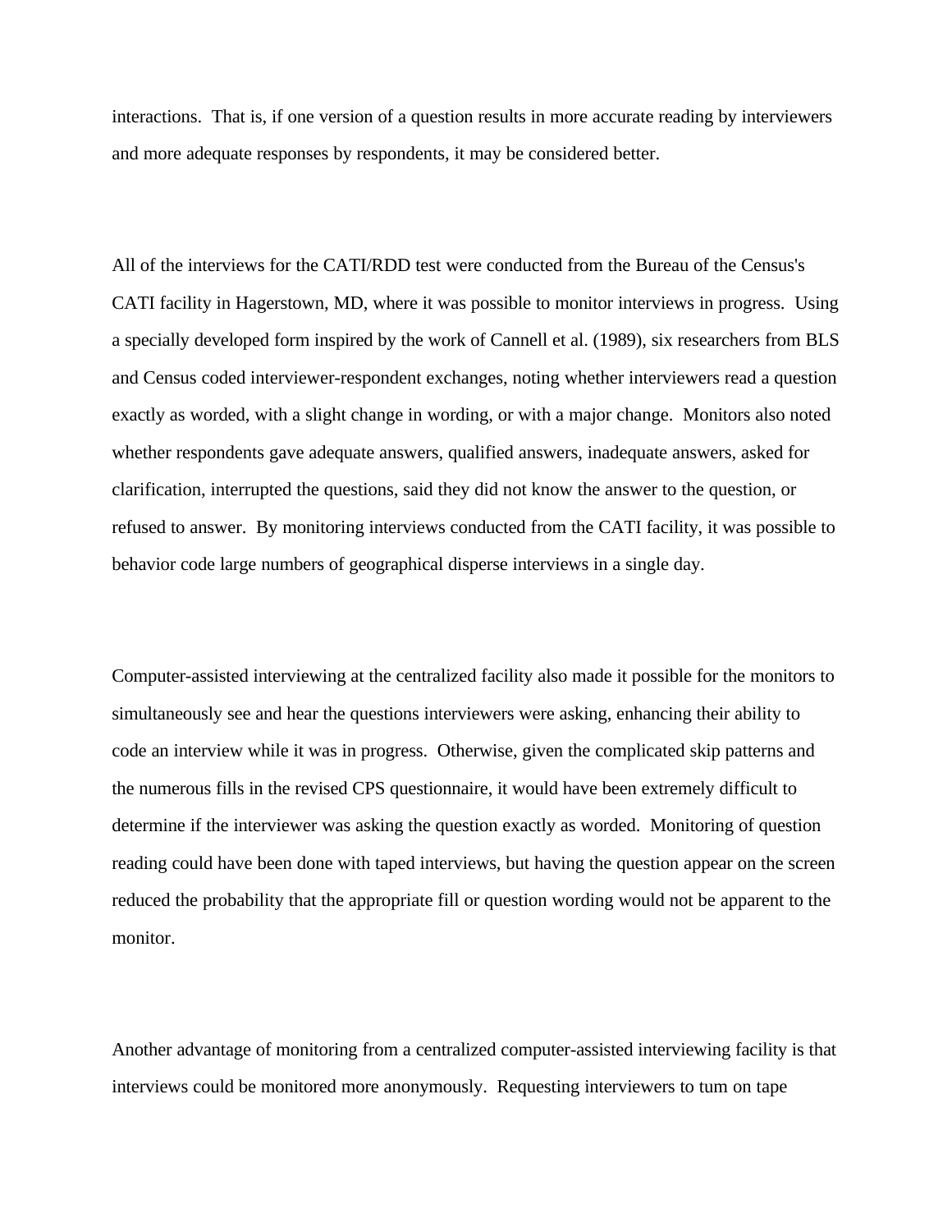interactions. That is, if one version of a question results in more accurate reading by interviewers and more adequate responses by respondents, it may be considered better.

All of the interviews for the CATI/RDD test were conducted from the Bureau of the Census's CATI facility in Hagerstown, MD, where it was possible to monitor interviews in progress. Using a specially developed form inspired by the work of Cannell et al. (1989), six researchers from BLS and Census coded interviewer-respondent exchanges, noting whether interviewers read a question exactly as worded, with a slight change in wording, or with a major change. Monitors also noted whether respondents gave adequate answers, qualified answers, inadequate answers, asked for clarification, interrupted the questions, said they did not know the answer to the question, or refused to answer. By monitoring interviews conducted from the CATI facility, it was possible to behavior code large numbers of geographical disperse interviews in a single day.

Computer-assisted interviewing at the centralized facility also made it possible for the monitors to simultaneously see and hear the questions interviewers were asking, enhancing their ability to code an interview while it was in progress. Otherwise, given the complicated skip patterns and the numerous fills in the revised CPS questionnaire, it would have been extremely difficult to determine if the interviewer was asking the question exactly as worded. Monitoring of question reading could have been done with taped interviews, but having the question appear on the screen reduced the probability that the appropriate fill or question wording would not be apparent to the monitor.

Another advantage of monitoring from a centralized computer-assisted interviewing facility is that interviews could be monitored more anonymously. Requesting interviewers to tum on tape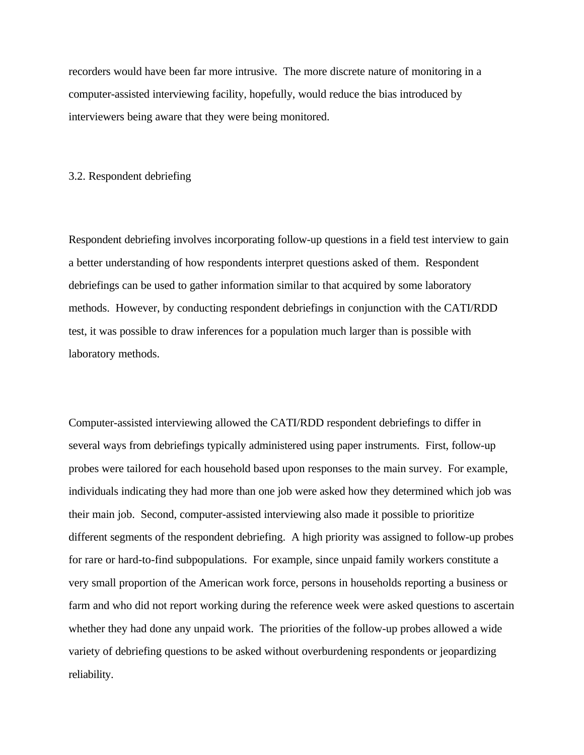recorders would have been far more intrusive. The more discrete nature of monitoring in a computer-assisted interviewing facility, hopefully, would reduce the bias introduced by interviewers being aware that they were being monitored.

### 3.2. Respondent debriefing

Respondent debriefing involves incorporating follow-up questions in a field test interview to gain a better understanding of how respondents interpret questions asked of them. Respondent debriefings can be used to gather information similar to that acquired by some laboratory methods. However, by conducting respondent debriefings in conjunction with the CATI/RDD test, it was possible to draw inferences for a population much larger than is possible with laboratory methods.

Computer-assisted interviewing allowed the CATI/RDD respondent debriefings to differ in several ways from debriefings typically administered using paper instruments. First, follow-up probes were tailored for each household based upon responses to the main survey. For example, individuals indicating they had more than one job were asked how they determined which job was their main job. Second, computer-assisted interviewing also made it possible to prioritize different segments of the respondent debriefing. A high priority was assigned to follow-up probes for rare or hard-to-find subpopulations. For example, since unpaid family workers constitute a very small proportion of the American work force, persons in households reporting a business or farm and who did not report working during the reference week were asked questions to ascertain whether they had done any unpaid work. The priorities of the follow-up probes allowed a wide variety of debriefing questions to be asked without overburdening respondents or jeopardizing reliability.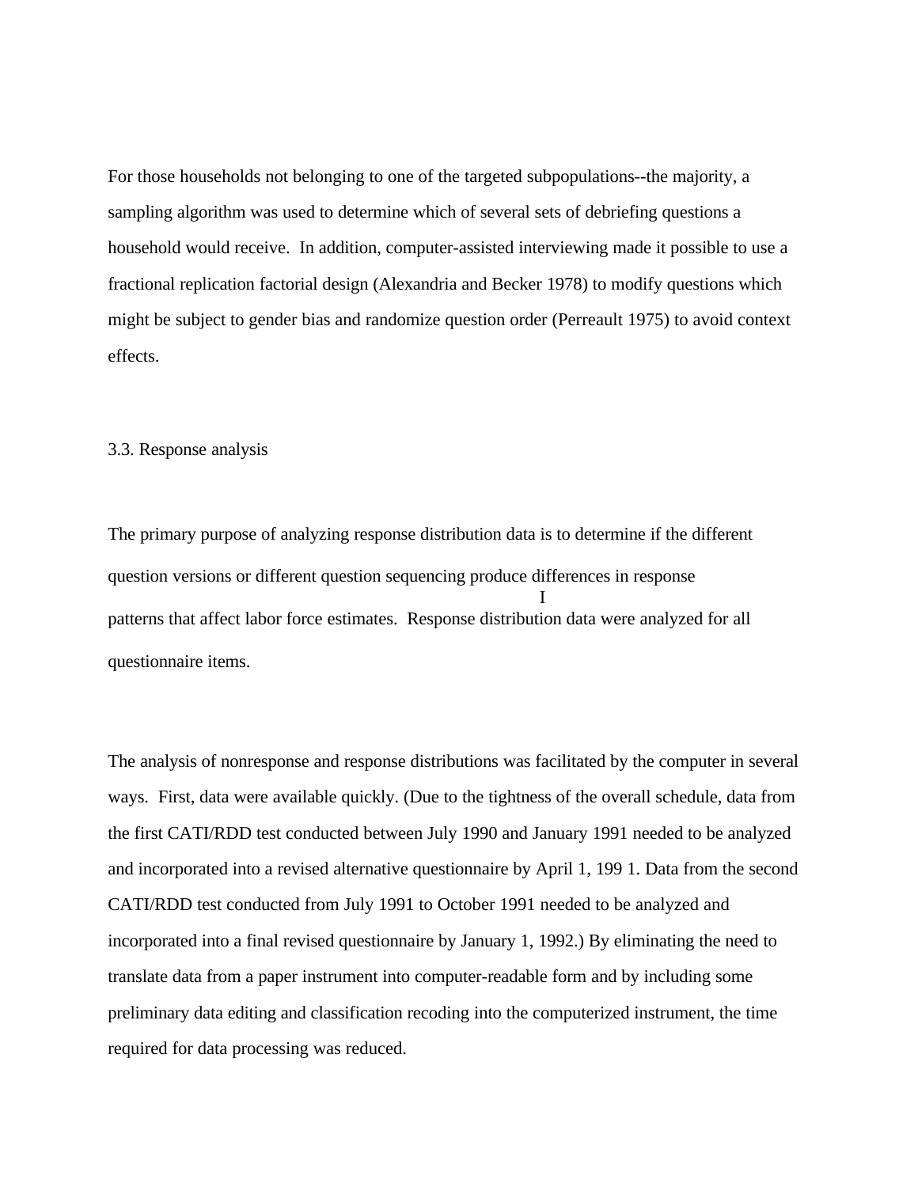For those households not belonging to one of the targeted subpopulations--the majority, a sampling algorithm was used to determine which of several sets of debriefing questions a household would receive. In addition, computer-assisted interviewing made it possible to use a fractional replication factorial design (Alexandria and Becker 1978) to modify questions which might be subject to gender bias and randomize question order (Perreault 1975) to avoid context effects.

### 3.3. Response analysis

The primary purpose of analyzing response distribution data is to determine if the different question versions or different question sequencing produce differences in response patterns that affect labor force estimates. Response distribution data were analyzed for all questionnaire items.

The analysis of nonresponse and response distributions was facilitated by the computer in several ways. First, data were available quickly. (Due to the tightness of the overall schedule, data from the first CATI/RDD test conducted between July 1990 and January 1991 needed to be analyzed and incorporated into a revised alternative questionnaire by April 1, 199 1. Data from the second CATI/RDD test conducted from July 1991 to October 1991 needed to be analyzed and incorporated into a final revised questionnaire by January 1, 1992.) By eliminating the need to translate data from a paper instrument into computer-readable form and by including some preliminary data editing and classification recoding into the computerized instrument, the time required for data processing was reduced.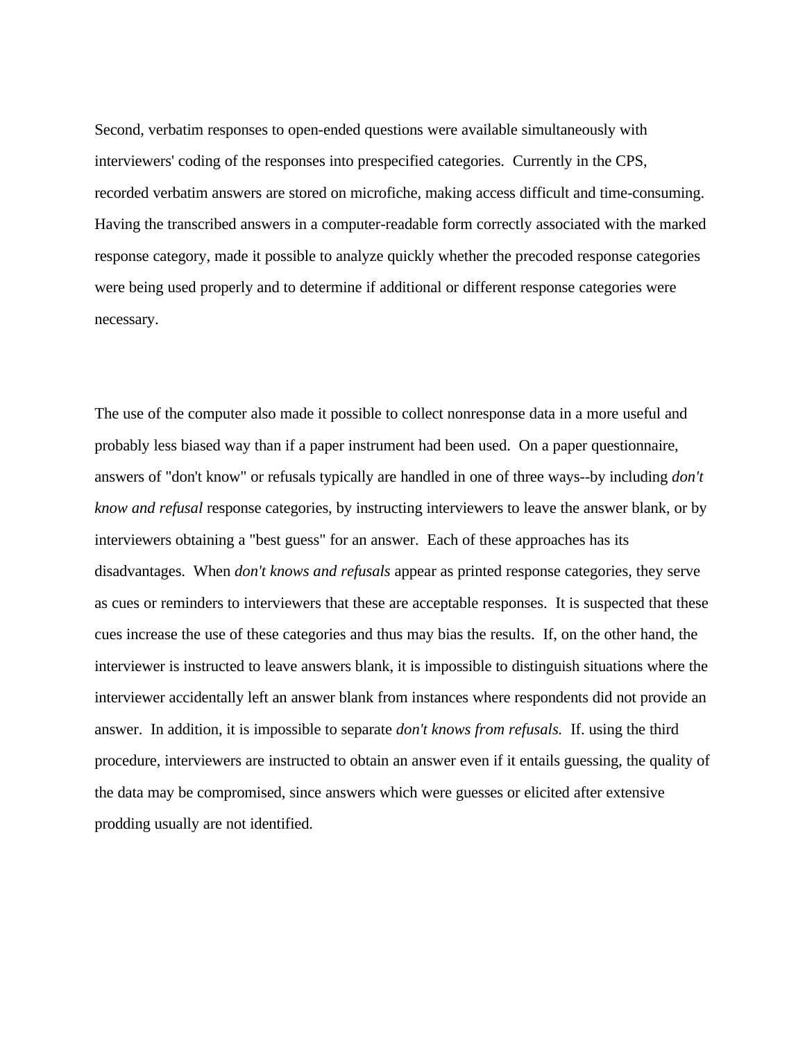Second, verbatim responses to open-ended questions were available simultaneously with interviewers' coding of the responses into prespecified categories. Currently in the CPS, recorded verbatim answers are stored on microfiche, making access difficult and time-consuming. Having the transcribed answers in a computer-readable form correctly associated with the marked response category, made it possible to analyze quickly whether the precoded response categories were being used properly and to determine if additional or different response categories were necessary.

The use of the computer also made it possible to collect nonresponse data in a more useful and probably less biased way than if a paper instrument had been used. On a paper questionnaire, answers of "don't know" or refusals typically are handled in one of three ways--by including *don't know and refusal* response categories, by instructing interviewers to leave the answer blank, or by interviewers obtaining a "best guess" for an answer. Each of these approaches has its disadvantages. When *don't knows and refusals* appear as printed response categories, they serve as cues or reminders to interviewers that these are acceptable responses. It is suspected that these cues increase the use of these categories and thus may bias the results. If, on the other hand, the interviewer is instructed to leave answers blank, it is impossible to distinguish situations where the interviewer accidentally left an answer blank from instances where respondents did not provide an answer. In addition, it is impossible to separate *don't knows from refusals.* If. using the third procedure, interviewers are instructed to obtain an answer even if it entails guessing, the quality of the data may be compromised, since answers which were guesses or elicited after extensive prodding usually are not identified.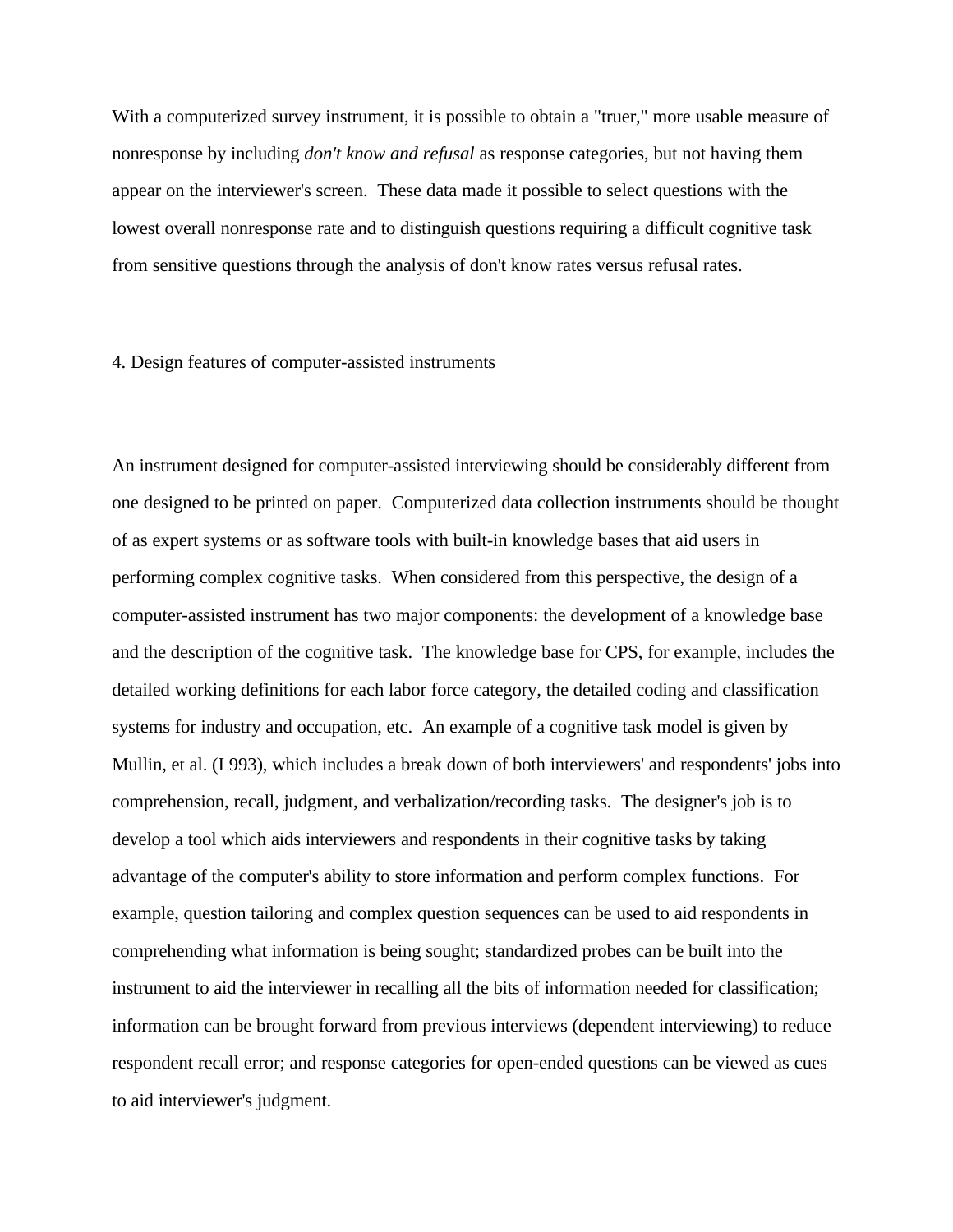With a computerized survey instrument, it is possible to obtain a "truer," more usable measure of nonresponse by including *don't know and refusal* as response categories, but not having them appear on the interviewer's screen. These data made it possible to select questions with the lowest overall nonresponse rate and to distinguish questions requiring a difficult cognitive task from sensitive questions through the analysis of don't know rates versus refusal rates.

## 4. Design features of computer-assisted instruments

An instrument designed for computer-assisted interviewing should be considerably different from one designed to be printed on paper. Computerized data collection instruments should be thought of as expert systems or as software tools with built-in knowledge bases that aid users in performing complex cognitive tasks. When considered from this perspective, the design of a computer-assisted instrument has two major components: the development of a knowledge base and the description of the cognitive task. The knowledge base for CPS, for example, includes the detailed working definitions for each labor force category, the detailed coding and classification systems for industry and occupation, etc. An example of a cognitive task model is given by Mullin, et al. (I 993), which includes a break down of both interviewers' and respondents' jobs into comprehension, recall, judgment, and verbalization/recording tasks. The designer's job is to develop a tool which aids interviewers and respondents in their cognitive tasks by taking advantage of the computer's ability to store information and perform complex functions. For example, question tailoring and complex question sequences can be used to aid respondents in comprehending what information is being sought; standardized probes can be built into the instrument to aid the interviewer in recalling all the bits of information needed for classification; information can be brought forward from previous interviews (dependent interviewing) to reduce respondent recall error; and response categories for open-ended questions can be viewed as cues to aid interviewer's judgment.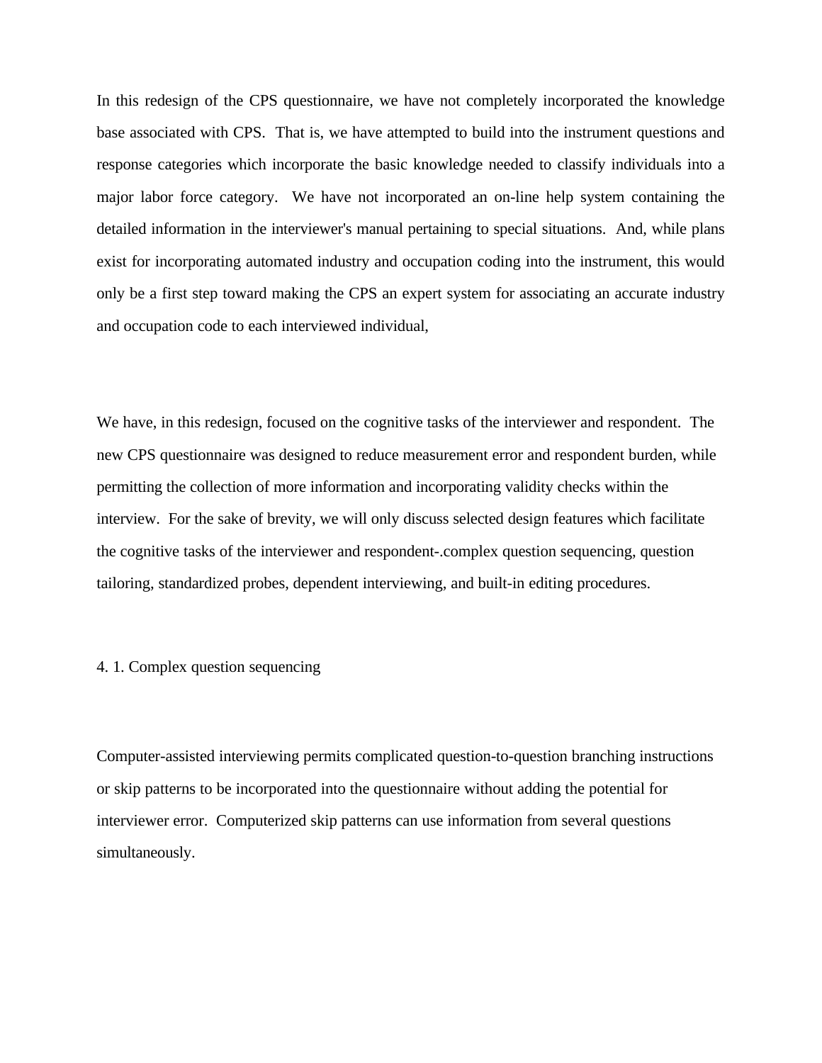In this redesign of the CPS questionnaire, we have not completely incorporated the knowledge base associated with CPS. That is, we have attempted to build into the instrument questions and response categories which incorporate the basic knowledge needed to classify individuals into a major labor force category. We have not incorporated an on-line help system containing the detailed information in the interviewer's manual pertaining to special situations. And, while plans exist for incorporating automated industry and occupation coding into the instrument, this would only be a first step toward making the CPS an expert system for associating an accurate industry and occupation code to each interviewed individual,

We have, in this redesign, focused on the cognitive tasks of the interviewer and respondent. The new CPS questionnaire was designed to reduce measurement error and respondent burden, while permitting the collection of more information and incorporating validity checks within the interview. For the sake of brevity, we will only discuss selected design features which facilitate the cognitive tasks of the interviewer and respondent-.complex question sequencing, question tailoring, standardized probes, dependent interviewing, and built-in editing procedures.

### 4. 1. Complex question sequencing

Computer-assisted interviewing permits complicated question-to-question branching instructions or skip patterns to be incorporated into the questionnaire without adding the potential for interviewer error. Computerized skip patterns can use information from several questions simultaneously.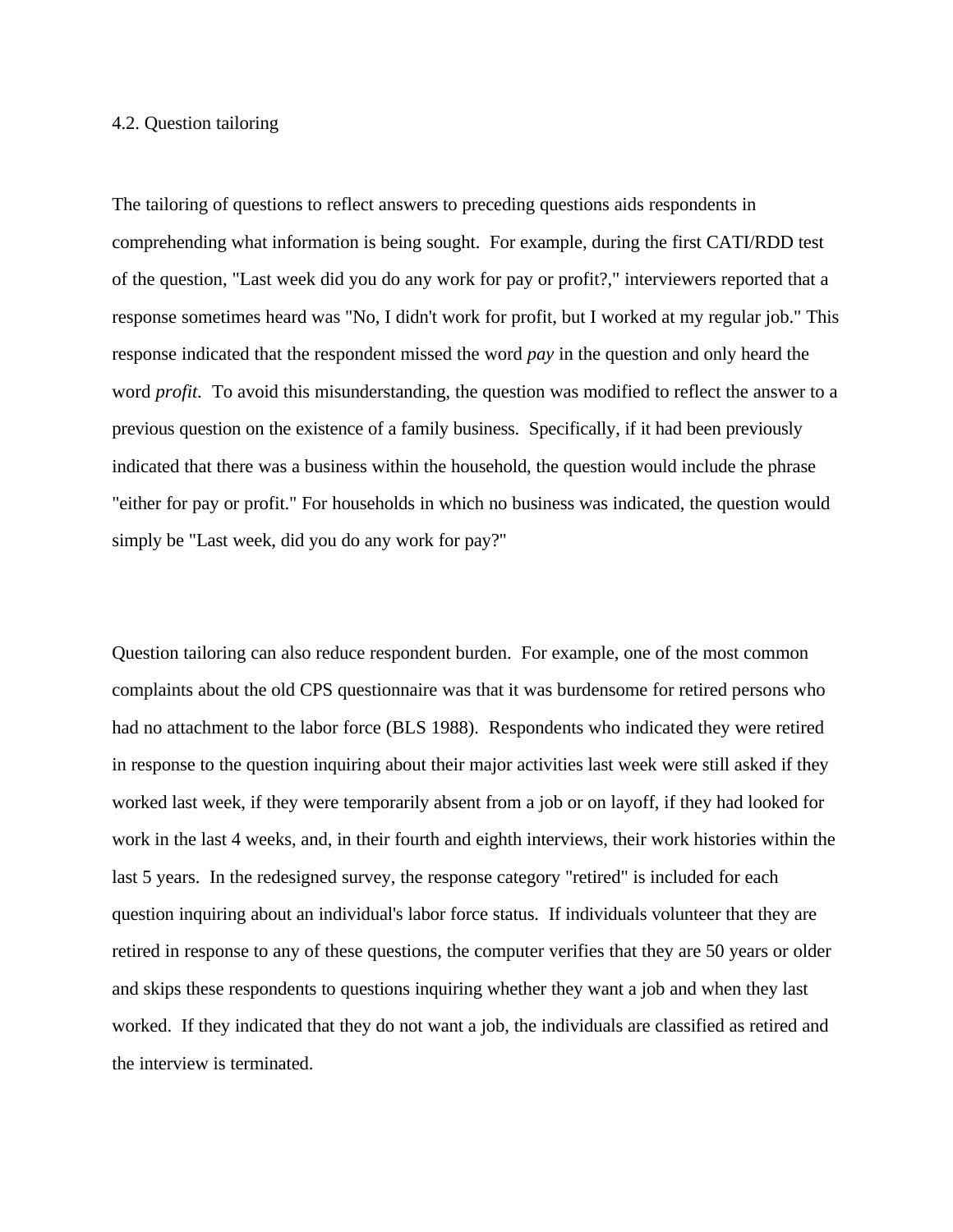## 4.2. Question tailoring

The tailoring of questions to reflect answers to preceding questions aids respondents in comprehending what information is being sought. For example, during the first CATI/RDD test of the question, "Last week did you do any work for pay or profit?," interviewers reported that a response sometimes heard was "No, I didn't work for profit, but I worked at my regular job." This response indicated that the respondent missed the word *pay* in the question and only heard the word *profit.* To avoid this misunderstanding, the question was modified to reflect the answer to a previous question on the existence of a family business. Specifically, if it had been previously indicated that there was a business within the household, the question would include the phrase "either for pay or profit." For households in which no business was indicated, the question would simply be "Last week, did you do any work for pay?"

Question tailoring can also reduce respondent burden. For example, one of the most common complaints about the old CPS questionnaire was that it was burdensome for retired persons who had no attachment to the labor force (BLS 1988). Respondents who indicated they were retired in response to the question inquiring about their major activities last week were still asked if they worked last week, if they were temporarily absent from a job or on layoff, if they had looked for work in the last 4 weeks, and, in their fourth and eighth interviews, their work histories within the last 5 years. In the redesigned survey, the response category "retired" is included for each question inquiring about an individual's labor force status. If individuals volunteer that they are retired in response to any of these questions, the computer verifies that they are 50 years or older and skips these respondents to questions inquiring whether they want a job and when they last worked. If they indicated that they do not want a job, the individuals are classified as retired and the interview is terminated.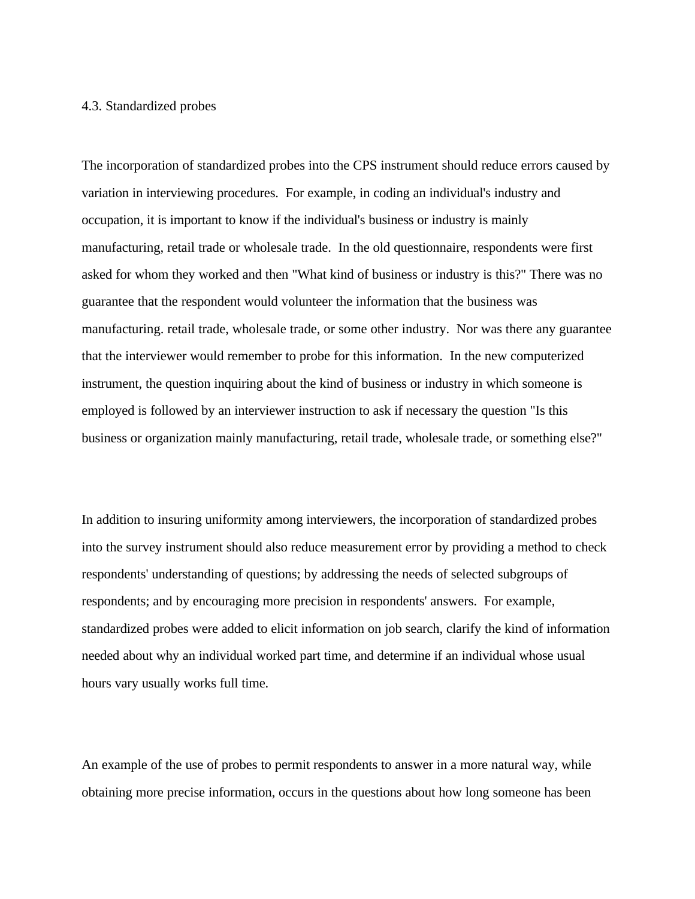### 4.3. Standardized probes

The incorporation of standardized probes into the CPS instrument should reduce errors caused by variation in interviewing procedures. For example, in coding an individual's industry and occupation, it is important to know if the individual's business or industry is mainly manufacturing, retail trade or wholesale trade. In the old questionnaire, respondents were first asked for whom they worked and then "What kind of business or industry is this?" There was no guarantee that the respondent would volunteer the information that the business was manufacturing. retail trade, wholesale trade, or some other industry. Nor was there any guarantee that the interviewer would remember to probe for this information. In the new computerized instrument, the question inquiring about the kind of business or industry in which someone is employed is followed by an interviewer instruction to ask if necessary the question "Is this business or organization mainly manufacturing, retail trade, wholesale trade, or something else?"

In addition to insuring uniformity among interviewers, the incorporation of standardized probes into the survey instrument should also reduce measurement error by providing a method to check respondents' understanding of questions; by addressing the needs of selected subgroups of respondents; and by encouraging more precision in respondents' answers. For example, standardized probes were added to elicit information on job search, clarify the kind of information needed about why an individual worked part time, and determine if an individual whose usual hours vary usually works full time.

An example of the use of probes to permit respondents to answer in a more natural way, while obtaining more precise information, occurs in the questions about how long someone has been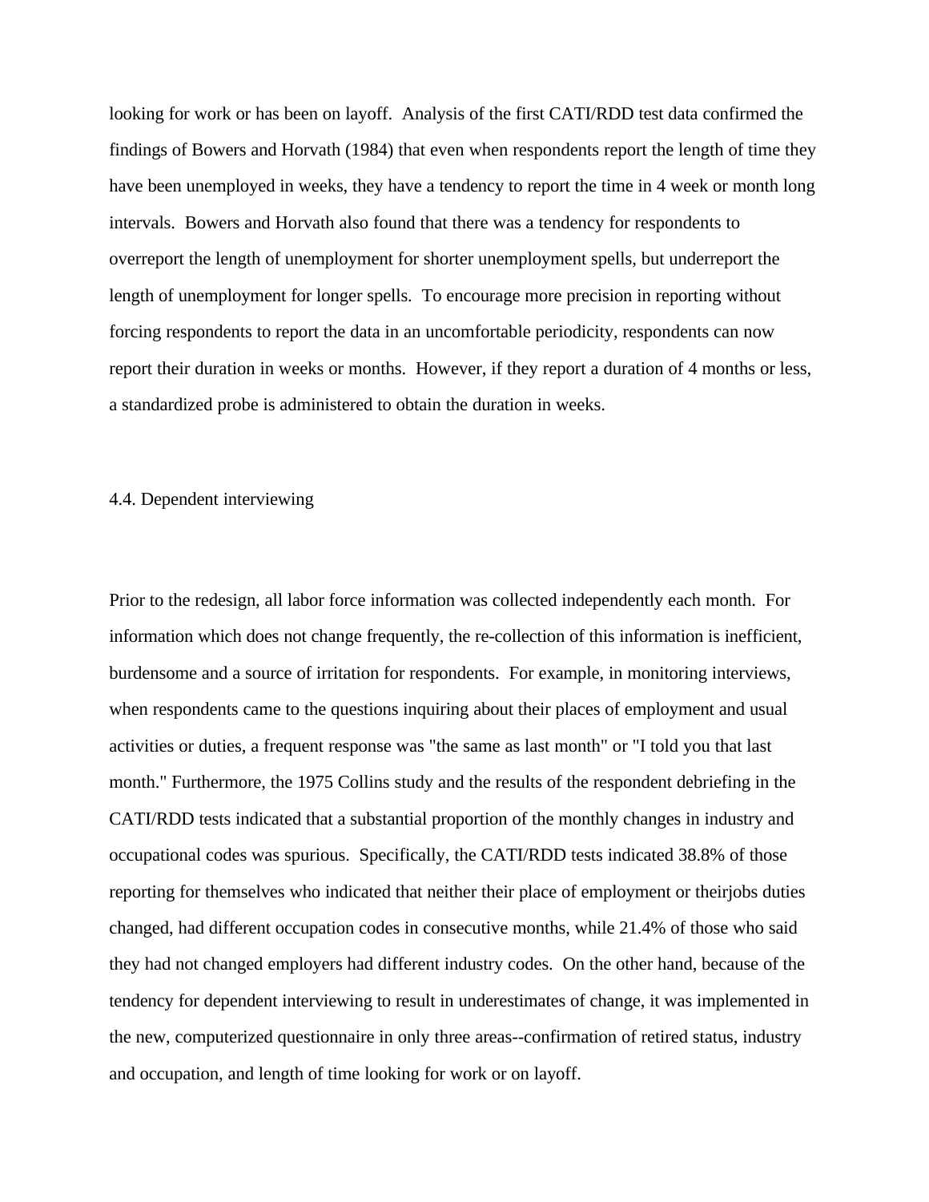looking for work or has been on layoff. Analysis of the first CATI/RDD test data confirmed the findings of Bowers and Horvath (1984) that even when respondents report the length of time they have been unemployed in weeks, they have a tendency to report the time in 4 week or month long intervals. Bowers and Horvath also found that there was a tendency for respondents to overreport the length of unemployment for shorter unemployment spells, but underreport the length of unemployment for longer spells. To encourage more precision in reporting without forcing respondents to report the data in an uncomfortable periodicity, respondents can now report their duration in weeks or months. However, if they report a duration of 4 months or less, a standardized probe is administered to obtain the duration in weeks.

### 4.4. Dependent interviewing

Prior to the redesign, all labor force information was collected independently each month. For information which does not change frequently, the re-collection of this information is inefficient, burdensome and a source of irritation for respondents. For example, in monitoring interviews, when respondents came to the questions inquiring about their places of employment and usual activities or duties, a frequent response was "the same as last month" or "I told you that last month." Furthermore, the 1975 Collins study and the results of the respondent debriefing in the CATI/RDD tests indicated that a substantial proportion of the monthly changes in industry and occupational codes was spurious. Specifically, the CATI/RDD tests indicated 38.8% of those reporting for themselves who indicated that neither their place of employment or theirjobs duties changed, had different occupation codes in consecutive months, while 21.4% of those who said they had not changed employers had different industry codes. On the other hand, because of the tendency for dependent interviewing to result in underestimates of change, it was implemented in the new, computerized questionnaire in only three areas--confirmation of retired status, industry and occupation, and length of time looking for work or on layoff.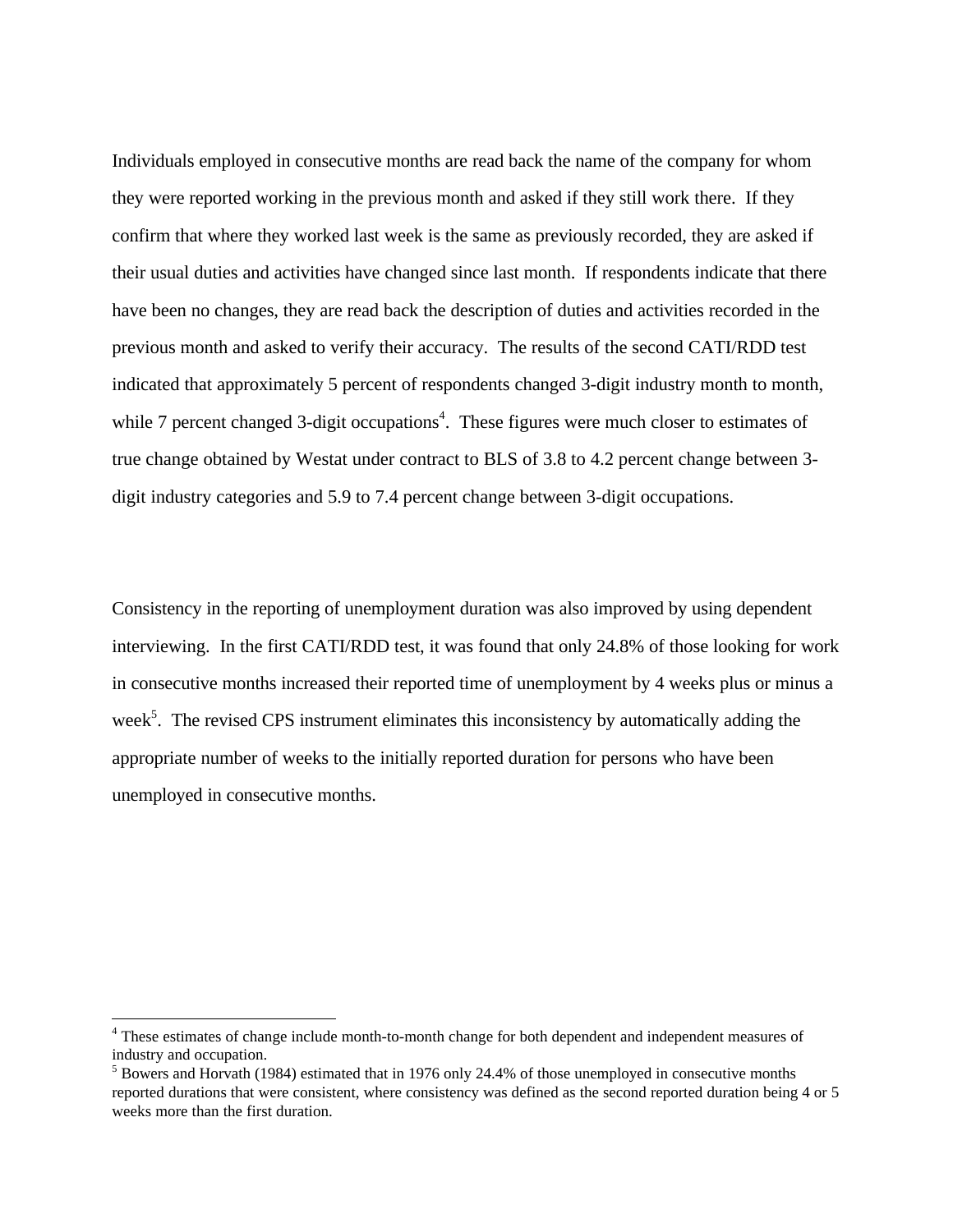Individuals employed in consecutive months are read back the name of the company for whom they were reported working in the previous month and asked if they still work there. If they confirm that where they worked last week is the same as previously recorded, they are asked if their usual duties and activities have changed since last month. If respondents indicate that there have been no changes, they are read back the description of duties and activities recorded in the previous month and asked to verify their accuracy. The results of the second CATI/RDD test indicated that approximately 5 percent of respondents changed 3-digit industry month to month, while 7 percent changed 3-digit occupations[4]. These figures were much closer to estimates of true change obtained by Westat under contract to BLS of 3.8 to 4.2 percent change between 3-digit industry categories and 5.9 to 7.4 percent change between 3-digit occupations.

Consistency in the reporting of unemployment duration was also improved by using dependent interviewing. In the first CATI/RDD test, it was found that only 24.8% of those looking for work in consecutive months increased their reported time of unemployment by 4 weeks plus or minus a week[5]. The revised CPS instrument eliminates this inconsistency by automatically adding the appropriate number of weeks to the initially reported duration for persons who have been unemployed in consecutive months.

---

[4] These estimates of change include month-to-month change for both dependent and independent measures of industry and occupation.

[5] Bowers and Horvath (1984) estimated that in 1976 only 24.4% of those unemployed in consecutive months reported durations that were consistent, where consistency was defined as the second reported duration being 4 or 5 weeks more than the first duration.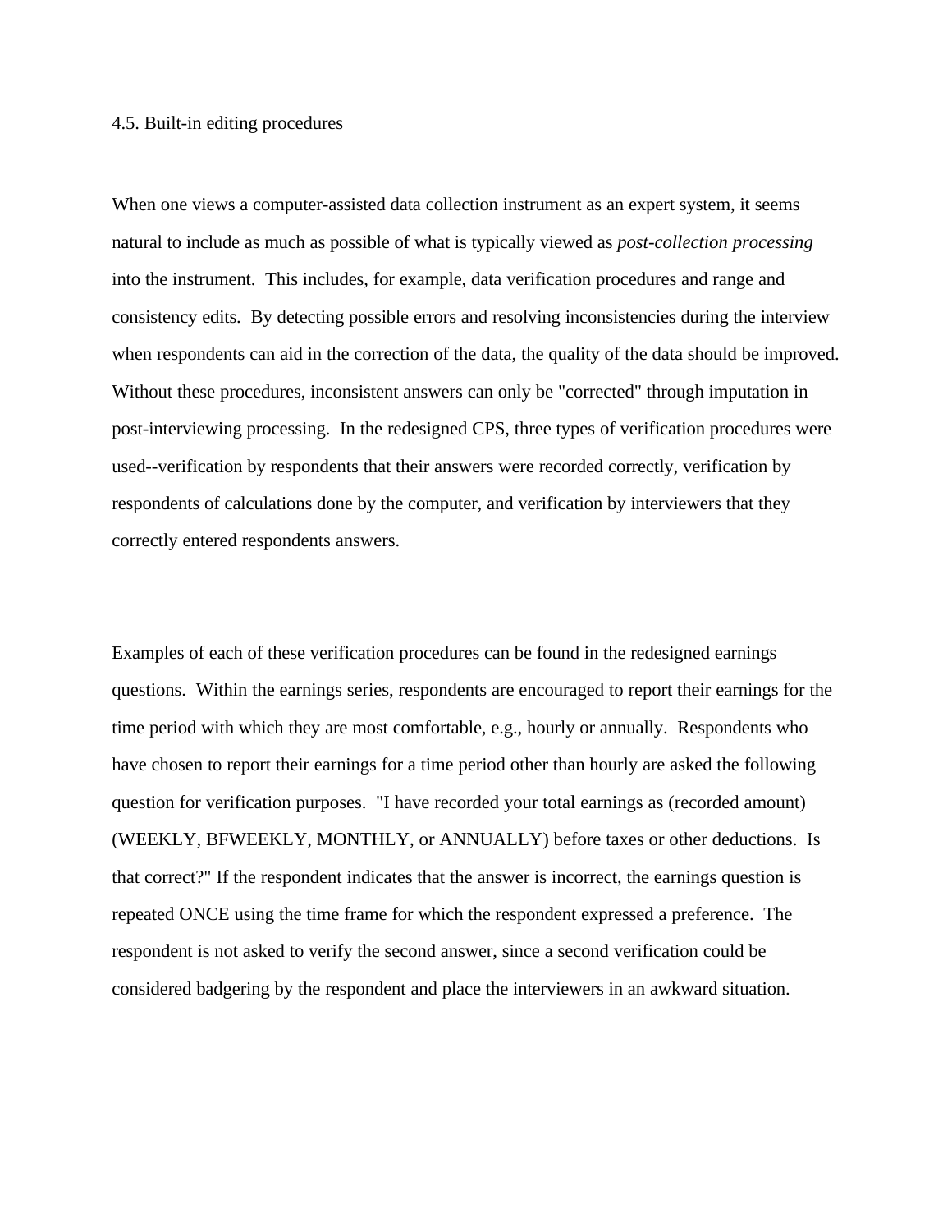## 4.5. Built-in editing procedures

When one views a computer-assisted data collection instrument as an expert system, it seems natural to include as much as possible of what is typically viewed as *post-collection processing* into the instrument. This includes, for example, data verification procedures and range and consistency edits. By detecting possible errors and resolving inconsistencies during the interview when respondents can aid in the correction of the data, the quality of the data should be improved. Without these procedures, inconsistent answers can only be "corrected" through imputation in post-interviewing processing. In the redesigned CPS, three types of verification procedures were used--verification by respondents that their answers were recorded correctly, verification by respondents of calculations done by the computer, and verification by interviewers that they correctly entered respondents answers.

Examples of each of these verification procedures can be found in the redesigned earnings questions. Within the earnings series, respondents are encouraged to report their earnings for the time period with which they are most comfortable, e.g., hourly or annually. Respondents who have chosen to report their earnings for a time period other than hourly are asked the following question for verification purposes. "I have recorded your total earnings as (recorded amount) (WEEKLY, BFWEEKLY, MONTHLY, or ANNUALLY) before taxes or other deductions. Is that correct?" If the respondent indicates that the answer is incorrect, the earnings question is repeated ONCE using the time frame for which the respondent expressed a preference. The respondent is not asked to verify the second answer, since a second verification could be considered badgering by the respondent and place the interviewers in an awkward situation.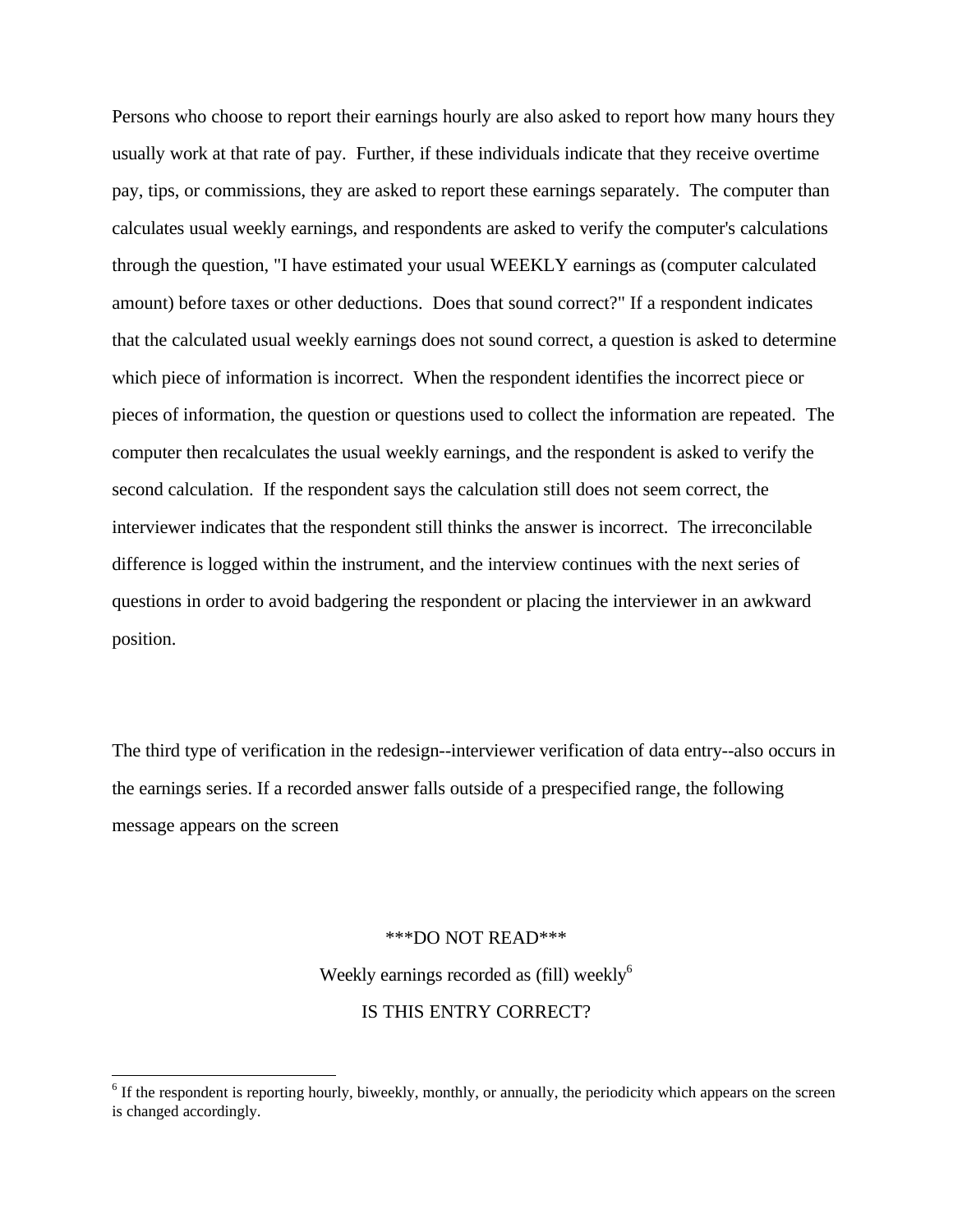Persons who choose to report their earnings hourly are also asked to report how many hours they usually work at that rate of pay. Further, if these individuals indicate that they receive overtime pay, tips, or commissions, they are asked to report these earnings separately. The computer than calculates usual weekly earnings, and respondents are asked to verify the computer's calculations through the question, "I have estimated your usual WEEKLY earnings as (computer calculated amount) before taxes or other deductions. Does that sound correct?" If a respondent indicates that the calculated usual weekly earnings does not sound correct, a question is asked to determine which piece of information is incorrect. When the respondent identifies the incorrect piece or pieces of information, the question or questions used to collect the information are repeated. The computer then recalculates the usual weekly earnings, and the respondent is asked to verify the second calculation. If the respondent says the calculation still does not seem correct, the interviewer indicates that the respondent still thinks the answer is incorrect. The irreconcilable difference is logged within the instrument, and the interview continues with the next series of questions in order to avoid badgering the respondent or placing the interviewer in an awkward position.

The third type of verification in the redesign--interviewer verification of data entry--also occurs in the earnings series. If a recorded answer falls outside of a prespecified range, the following message appears on the screen

***DO NOT READ***

Weekly earnings recorded as (fill) weekly[6]

IS THIS ENTRY CORRECT?

[6] If the respondent is reporting hourly, biweekly, monthly, or annually, the periodicity which appears on the screen is changed accordingly.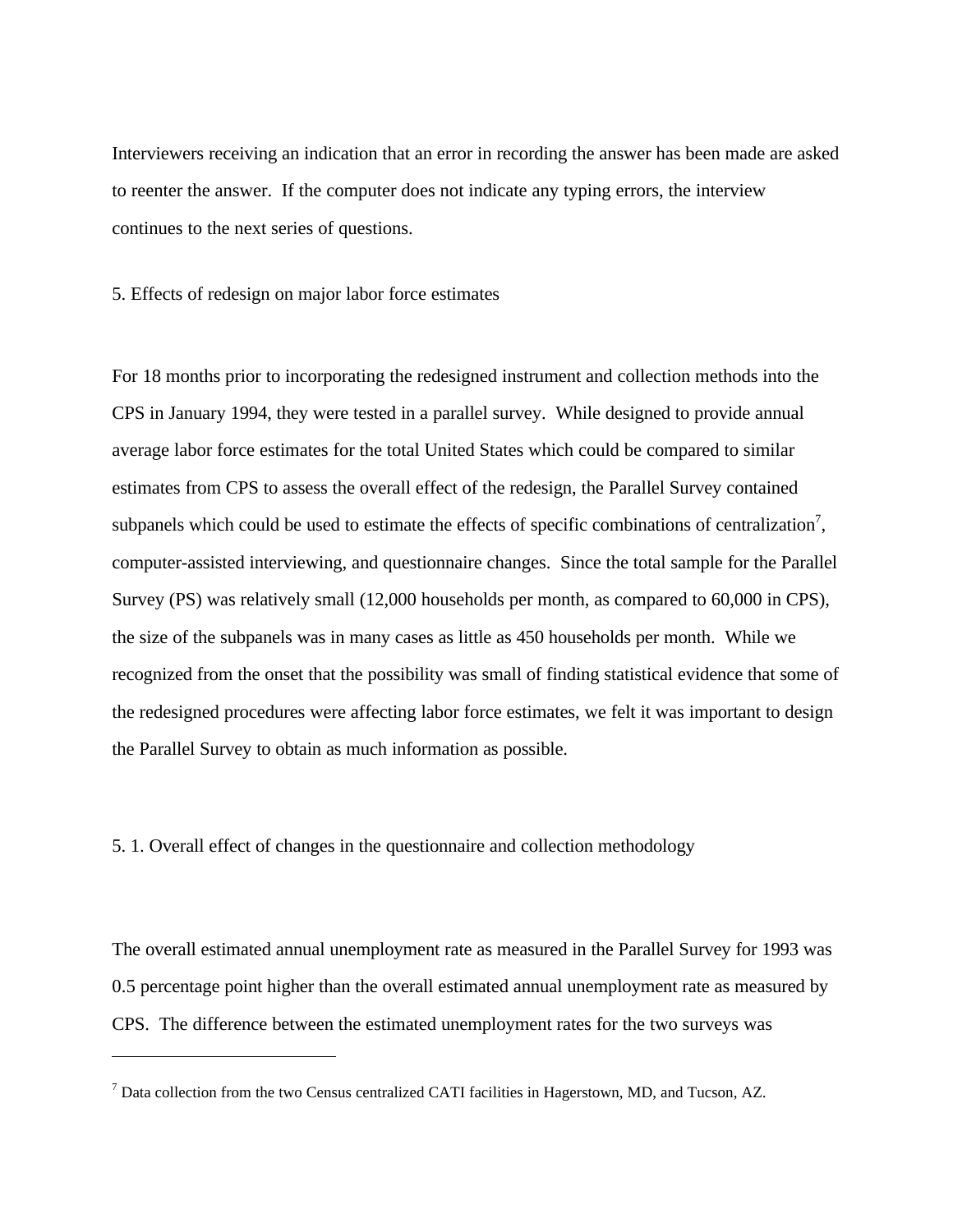Interviewers receiving an indication that an error in recording the answer has been made are asked to reenter the answer. If the computer does not indicate any typing errors, the interview continues to the next series of questions.

## 5. Effects of redesign on major labor force estimates

For 18 months prior to incorporating the redesigned instrument and collection methods into the CPS in January 1994, they were tested in a parallel survey. While designed to provide annual average labor force estimates for the total United States which could be compared to similar estimates from CPS to assess the overall effect of the redesign, the Parallel Survey contained subpanels which could be used to estimate the effects of specific combinations of centralization[7], computer-assisted interviewing, and questionnaire changes. Since the total sample for the Parallel Survey (PS) was relatively small (12,000 households per month, as compared to 60,000 in CPS), the size of the subpanels was in many cases as little as 450 households per month. While we recognized from the onset that the possibility was small of finding statistical evidence that some of the redesigned procedures were affecting labor force estimates, we felt it was important to design the Parallel Survey to obtain as much information as possible.

### 5. 1. Overall effect of changes in the questionnaire and collection methodology

The overall estimated annual unemployment rate as measured in the Parallel Survey for 1993 was 0.5 percentage point higher than the overall estimated annual unemployment rate as measured by CPS. The difference between the estimated unemployment rates for the two surveys was

[7] Data collection from the two Census centralized CATI facilities in Hagerstown, MD, and Tucson, AZ.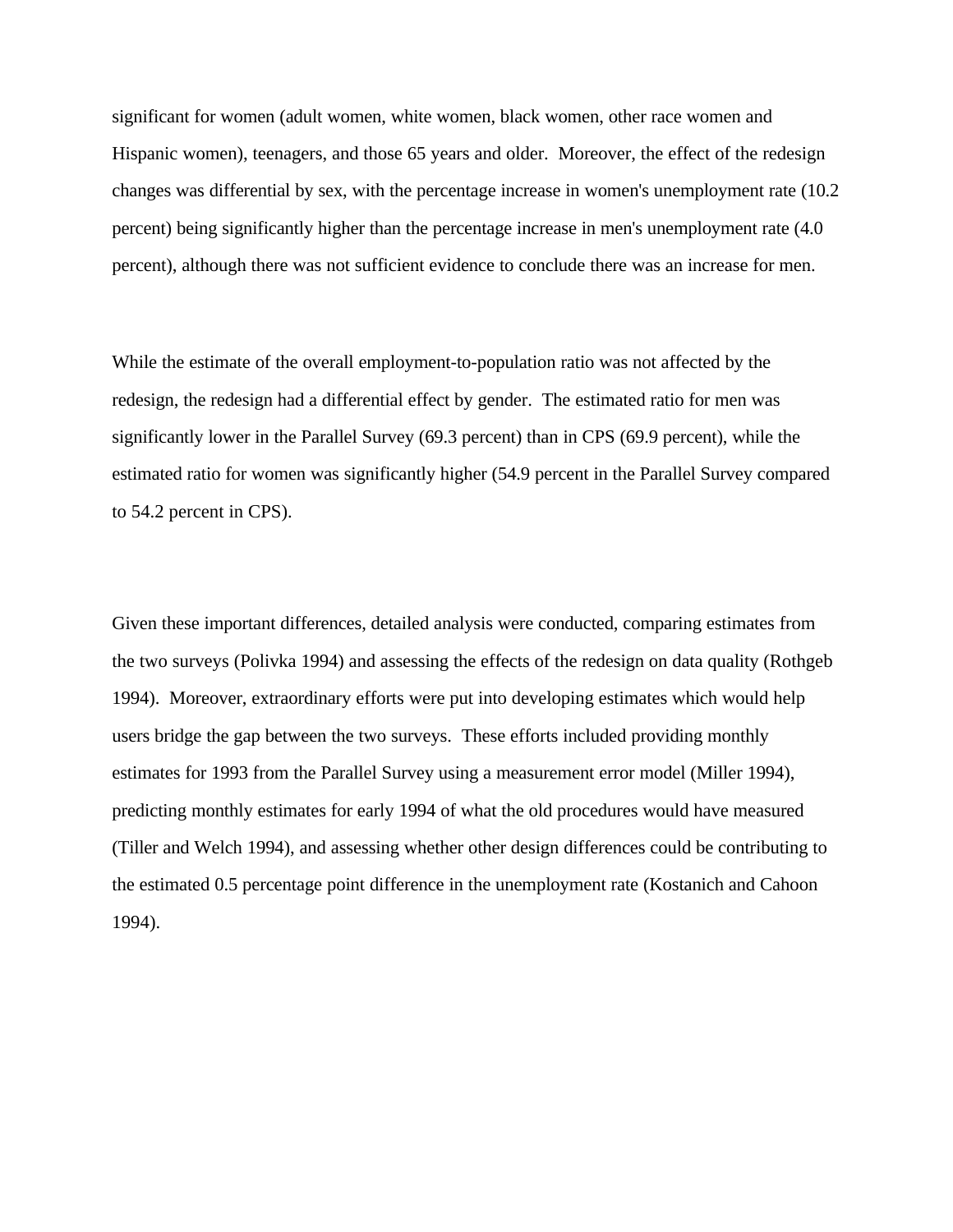significant for women (adult women, white women, black women, other race women and Hispanic women), teenagers, and those 65 years and older.  Moreover, the effect of the redesign changes was differential by sex, with the percentage increase in women's unemployment rate (10.2 percent) being significantly higher than the percentage increase in men's unemployment rate (4.0 percent), although there was not sufficient evidence to conclude there was an increase for men.

While the estimate of the overall employment-to-population ratio was not affected by the redesign, the redesign had a differential effect by gender.  The estimated ratio for men was significantly lower in the Parallel Survey (69.3 percent) than in CPS (69.9 percent), while the estimated ratio for women was significantly higher (54.9 percent in the Parallel Survey compared to 54.2 percent in CPS).

Given these important differences, detailed analysis were conducted, comparing estimates from the two surveys (Polivka 1994) and assessing the effects of the redesign on data quality (Rothgeb 1994).  Moreover, extraordinary efforts were put into developing estimates which would help users bridge the gap between the two surveys.  These efforts included providing monthly estimates for 1993 from the Parallel Survey using a measurement error model (Miller 1994), predicting monthly estimates for early 1994 of what the old procedures would have measured (Tiller and Welch 1994), and assessing whether other design differences could be contributing to the estimated 0.5 percentage point difference in the unemployment rate (Kostanich and Cahoon 1994).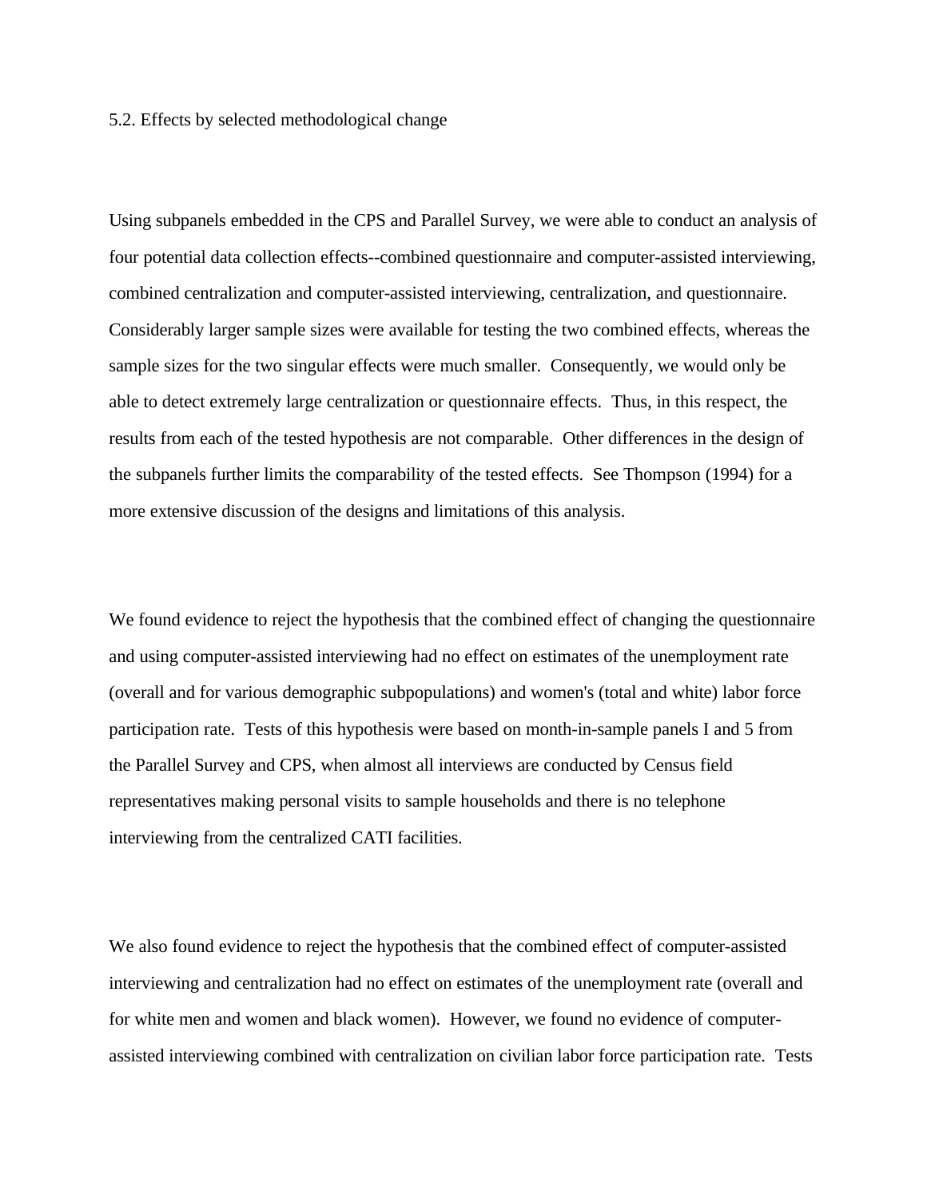### 5.2. Effects by selected methodological change

Using subpanels embedded in the CPS and Parallel Survey, we were able to conduct an analysis of four potential data collection effects--combined questionnaire and computer-assisted interviewing, combined centralization and computer-assisted interviewing, centralization, and questionnaire. Considerably larger sample sizes were available for testing the two combined effects, whereas the sample sizes for the two singular effects were much smaller. Consequently, we would only be able to detect extremely large centralization or questionnaire effects. Thus, in this respect, the results from each of the tested hypothesis are not comparable. Other differences in the design of the subpanels further limits the comparability of the tested effects. See Thompson (1994) for a more extensive discussion of the designs and limitations of this analysis.

We found evidence to reject the hypothesis that the combined effect of changing the questionnaire and using computer-assisted interviewing had no effect on estimates of the unemployment rate (overall and for various demographic subpopulations) and women's (total and white) labor force participation rate. Tests of this hypothesis were based on month-in-sample panels I and 5 from the Parallel Survey and CPS, when almost all interviews are conducted by Census field representatives making personal visits to sample households and there is no telephone interviewing from the centralized CATI facilities.

We also found evidence to reject the hypothesis that the combined effect of computer-assisted interviewing and centralization had no effect on estimates of the unemployment rate (overall and for white men and women and black women). However, we found no evidence of computer-assisted interviewing combined with centralization on civilian labor force participation rate. Tests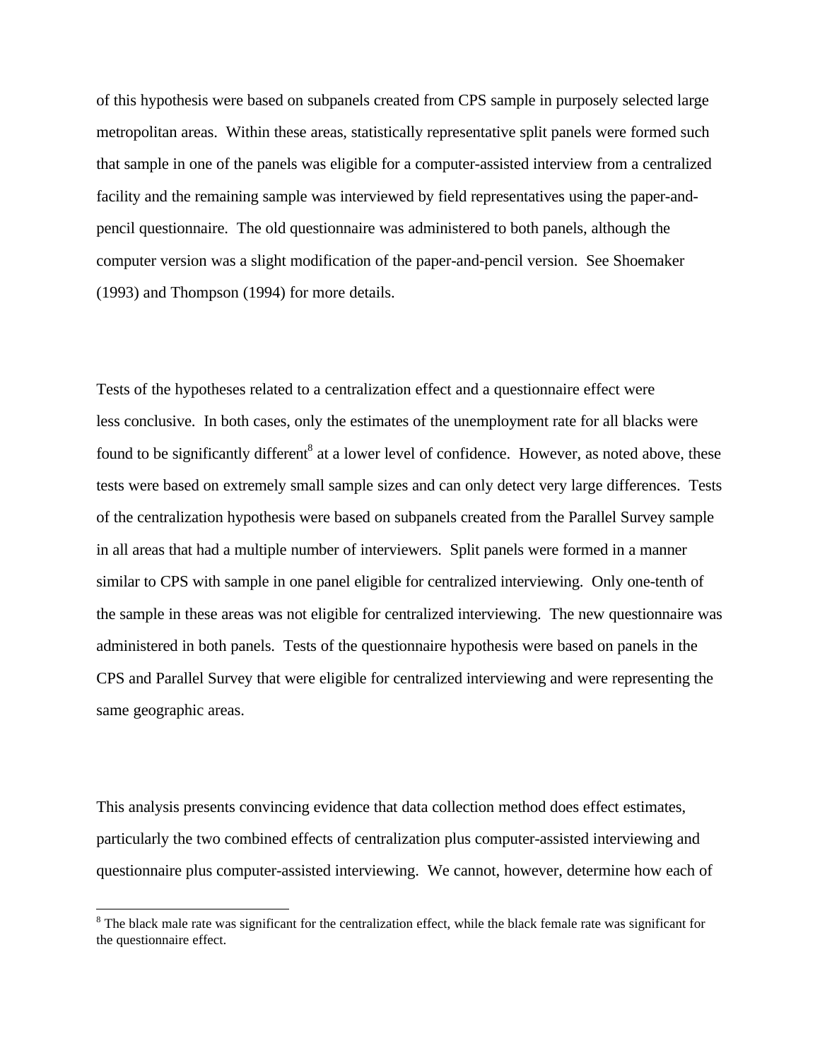of this hypothesis were based on subpanels created from CPS sample in purposely selected large metropolitan areas. Within these areas, statistically representative split panels were formed such that sample in one of the panels was eligible for a computer-assisted interview from a centralized facility and the remaining sample was interviewed by field representatives using the paper-and-pencil questionnaire. The old questionnaire was administered to both panels, although the computer version was a slight modification of the paper-and-pencil version. See Shoemaker (1993) and Thompson (1994) for more details.

Tests of the hypotheses related to a centralization effect and a questionnaire effect were less conclusive. In both cases, only the estimates of the unemployment rate for all blacks were found to be significantly different[8] at a lower level of confidence. However, as noted above, these tests were based on extremely small sample sizes and can only detect very large differences. Tests of the centralization hypothesis were based on subpanels created from the Parallel Survey sample in all areas that had a multiple number of interviewers. Split panels were formed in a manner similar to CPS with sample in one panel eligible for centralized interviewing. Only one-tenth of the sample in these areas was not eligible for centralized interviewing. The new questionnaire was administered in both panels. Tests of the questionnaire hypothesis were based on panels in the CPS and Parallel Survey that were eligible for centralized interviewing and were representing the same geographic areas.

This analysis presents convincing evidence that data collection method does effect estimates, particularly the two combined effects of centralization plus computer-assisted interviewing and questionnaire plus computer-assisted interviewing. We cannot, however, determine how each of

[8] The black male rate was significant for the centralization effect, while the black female rate was significant for the questionnaire effect.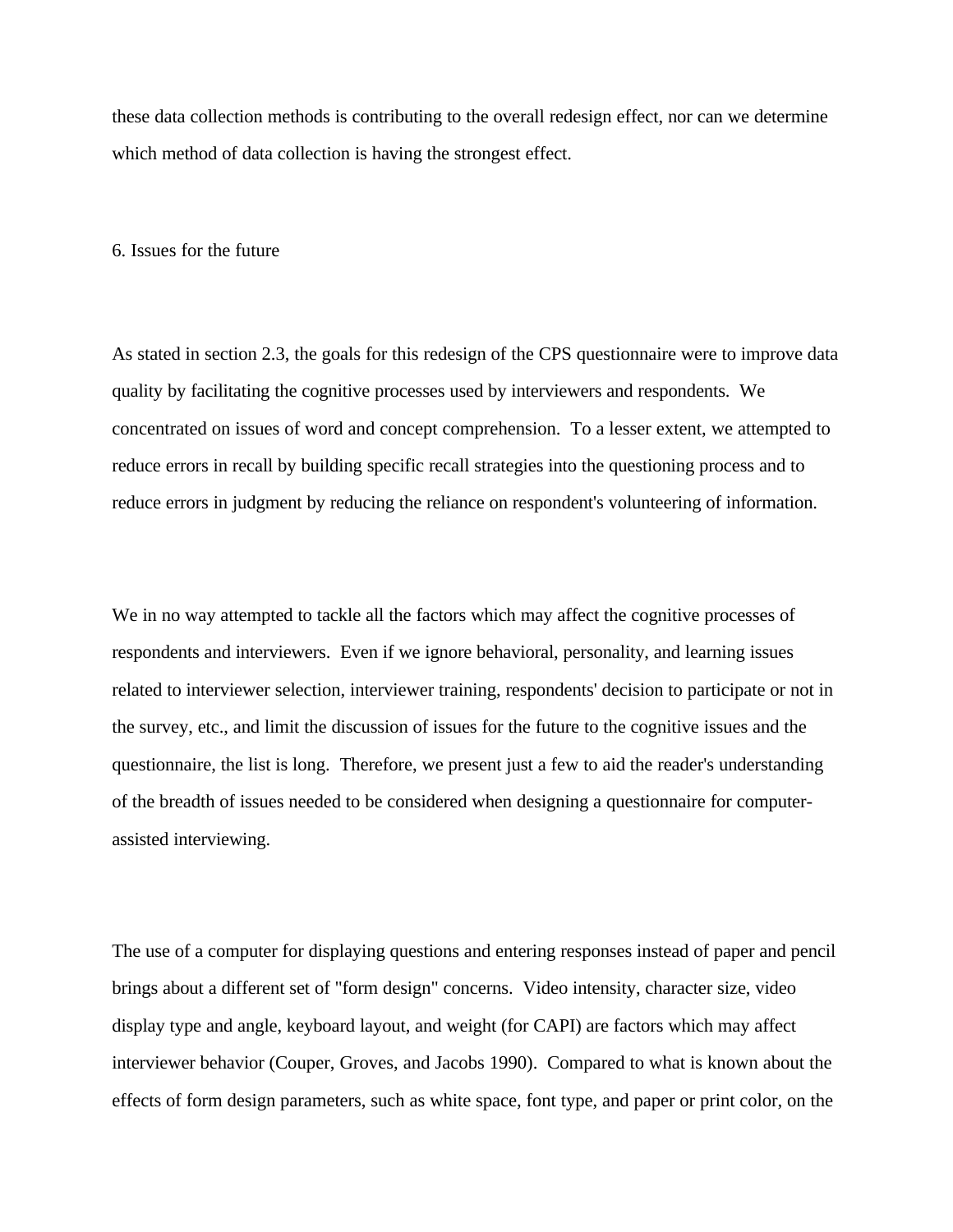these data collection methods is contributing to the overall redesign effect, nor can we determine which method of data collection is having the strongest effect.

## 6. Issues for the future

As stated in section 2.3, the goals for this redesign of the CPS questionnaire were to improve data quality by facilitating the cognitive processes used by interviewers and respondents. We concentrated on issues of word and concept comprehension. To a lesser extent, we attempted to reduce errors in recall by building specific recall strategies into the questioning process and to reduce errors in judgment by reducing the reliance on respondent's volunteering of information.

We in no way attempted to tackle all the factors which may affect the cognitive processes of respondents and interviewers. Even if we ignore behavioral, personality, and learning issues related to interviewer selection, interviewer training, respondents' decision to participate or not in the survey, etc., and limit the discussion of issues for the future to the cognitive issues and the questionnaire, the list is long. Therefore, we present just a few to aid the reader's understanding of the breadth of issues needed to be considered when designing a questionnaire for computer-assisted interviewing.

The use of a computer for displaying questions and entering responses instead of paper and pencil brings about a different set of "form design" concerns. Video intensity, character size, video display type and angle, keyboard layout, and weight (for CAPI) are factors which may affect interviewer behavior (Couper, Groves, and Jacobs 1990). Compared to what is known about the effects of form design parameters, such as white space, font type, and paper or print color, on the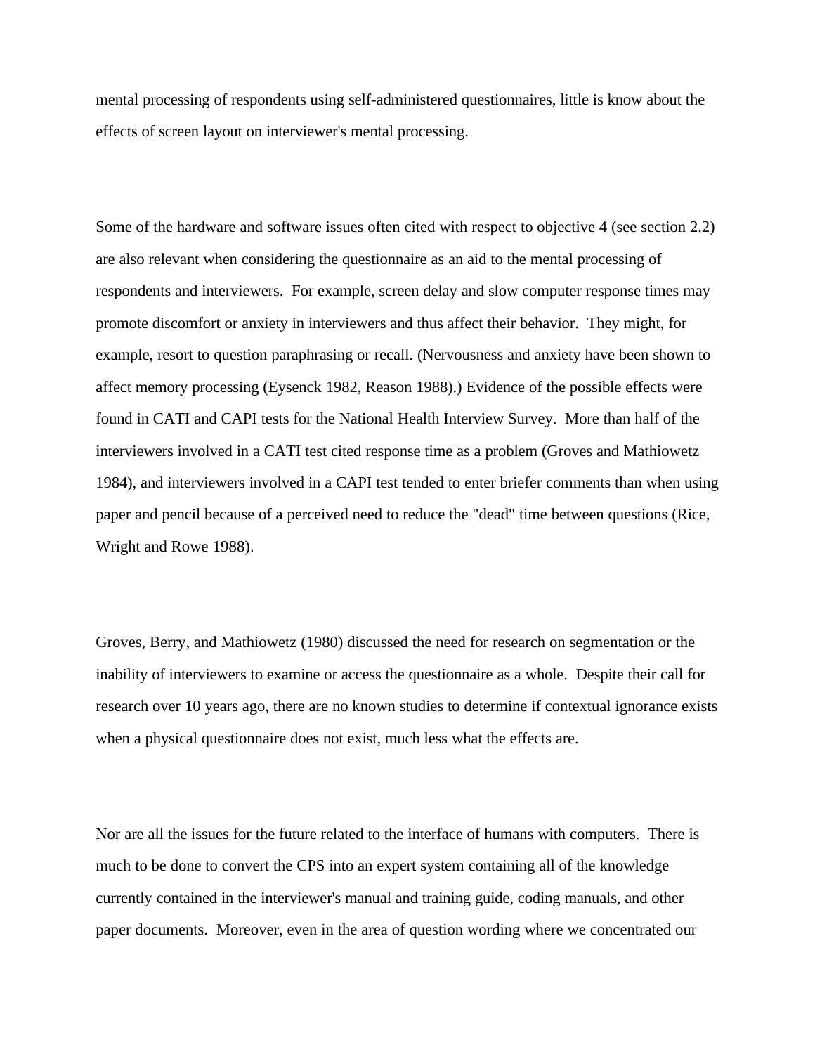mental processing of respondents using self-administered questionnaires, little is know about the effects of screen layout on interviewer's mental processing.

Some of the hardware and software issues often cited with respect to objective 4 (see section 2.2) are also relevant when considering the questionnaire as an aid to the mental processing of respondents and interviewers. For example, screen delay and slow computer response times may promote discomfort or anxiety in interviewers and thus affect their behavior. They might, for example, resort to question paraphrasing or recall. (Nervousness and anxiety have been shown to affect memory processing (Eysenck 1982, Reason 1988).) Evidence of the possible effects were found in CATI and CAPI tests for the National Health Interview Survey. More than half of the interviewers involved in a CATI test cited response time as a problem (Groves and Mathiowetz 1984), and interviewers involved in a CAPI test tended to enter briefer comments than when using paper and pencil because of a perceived need to reduce the "dead" time between questions (Rice, Wright and Rowe 1988).

Groves, Berry, and Mathiowetz (1980) discussed the need for research on segmentation or the inability of interviewers to examine or access the questionnaire as a whole. Despite their call for research over 10 years ago, there are no known studies to determine if contextual ignorance exists when a physical questionnaire does not exist, much less what the effects are.

Nor are all the issues for the future related to the interface of humans with computers. There is much to be done to convert the CPS into an expert system containing all of the knowledge currently contained in the interviewer's manual and training guide, coding manuals, and other paper documents. Moreover, even in the area of question wording where we concentrated our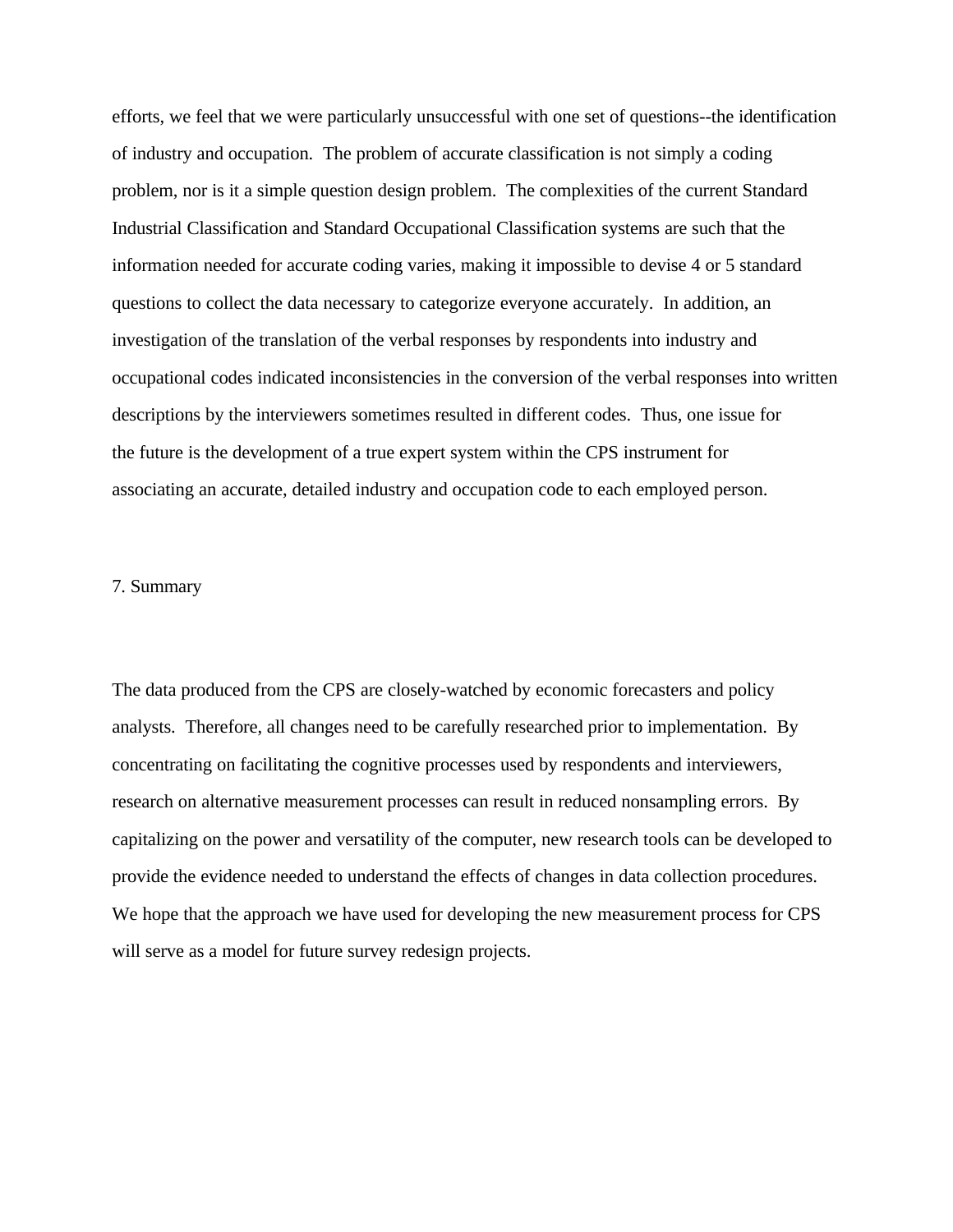efforts, we feel that we were particularly unsuccessful with one set of questions--the identification of industry and occupation. The problem of accurate classification is not simply a coding problem, nor is it a simple question design problem. The complexities of the current Standard Industrial Classification and Standard Occupational Classification systems are such that the information needed for accurate coding varies, making it impossible to devise 4 or 5 standard questions to collect the data necessary to categorize everyone accurately. In addition, an investigation of the translation of the verbal responses by respondents into industry and occupational codes indicated inconsistencies in the conversion of the verbal responses into written descriptions by the interviewers sometimes resulted in different codes. Thus, one issue for the future is the development of a true expert system within the CPS instrument for associating an accurate, detailed industry and occupation code to each employed person.

## 7. Summary

The data produced from the CPS are closely-watched by economic forecasters and policy analysts. Therefore, all changes need to be carefully researched prior to implementation. By concentrating on facilitating the cognitive processes used by respondents and interviewers, research on alternative measurement processes can result in reduced nonsampling errors. By capitalizing on the power and versatility of the computer, new research tools can be developed to provide the evidence needed to understand the effects of changes in data collection procedures. We hope that the approach we have used for developing the new measurement process for CPS will serve as a model for future survey redesign projects.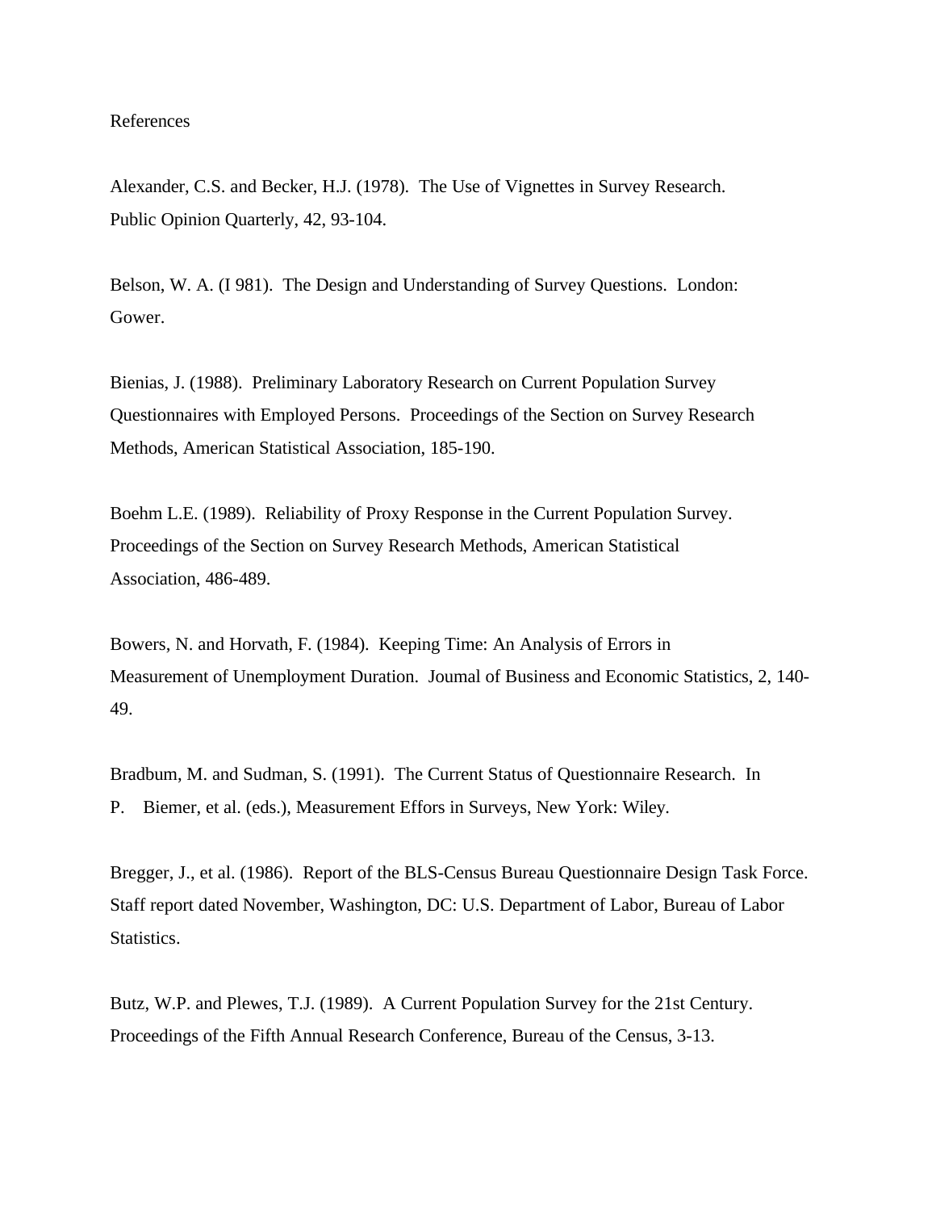References

Alexander, C.S. and Becker, H.J. (1978). The Use of Vignettes in Survey Research. Public Opinion Quarterly, 42, 93-104.

Belson, W. A. (I 981). The Design and Understanding of Survey Questions. London: Gower.

Bienias, J. (1988). Preliminary Laboratory Research on Current Population Survey Questionnaires with Employed Persons. Proceedings of the Section on Survey Research Methods, American Statistical Association, 185-190.

Boehm L.E. (1989). Reliability of Proxy Response in the Current Population Survey. Proceedings of the Section on Survey Research Methods, American Statistical Association, 486-489.

Bowers, N. and Horvath, F. (1984). Keeping Time: An Analysis of Errors in Measurement of Unemployment Duration. Joumal of Business and Economic Statistics, 2, 140-49.

Bradbum, M. and Sudman, S. (1991). The Current Status of Questionnaire Research. In P. Biemer, et al. (eds.), Measurement Effors in Surveys, New York: Wiley.

Bregger, J., et al. (1986). Report of the BLS-Census Bureau Questionnaire Design Task Force. Staff report dated November, Washington, DC: U.S. Department of Labor, Bureau of Labor Statistics.

Butz, W.P. and Plewes, T.J. (1989). A Current Population Survey for the 21st Century. Proceedings of the Fifth Annual Research Conference, Bureau of the Census, 3-13.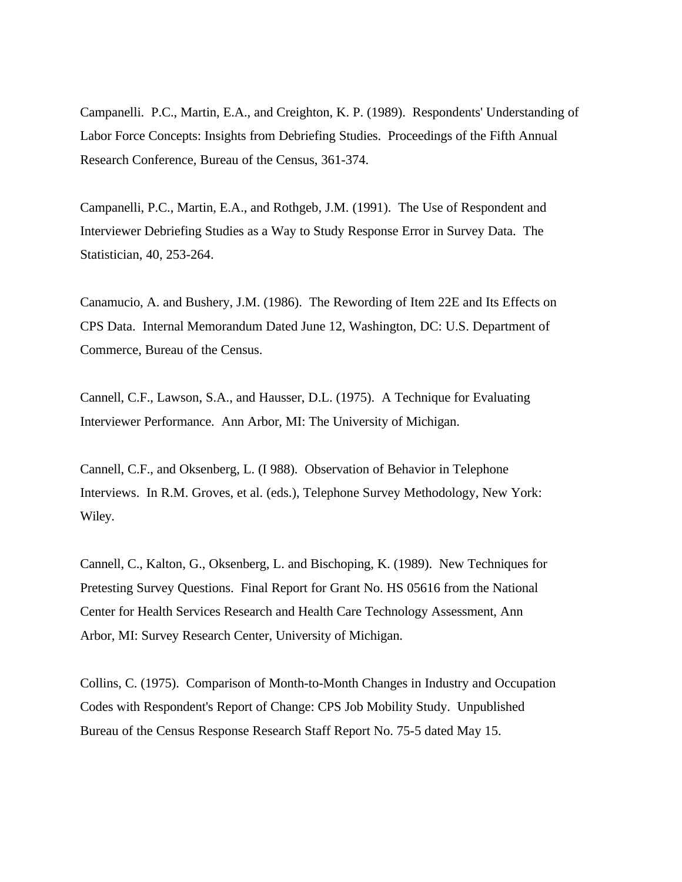Campanelli. P.C., Martin, E.A., and Creighton, K. P. (1989). Respondents' Understanding of Labor Force Concepts: Insights from Debriefing Studies. Proceedings of the Fifth Annual Research Conference, Bureau of the Census, 361-374.

Campanelli, P.C., Martin, E.A., and Rothgeb, J.M. (1991). The Use of Respondent and Interviewer Debriefing Studies as a Way to Study Response Error in Survey Data. The Statistician, 40, 253-264.

Canamucio, A. and Bushery, J.M. (1986). The Rewording of Item 22E and Its Effects on CPS Data. Internal Memorandum Dated June 12, Washington, DC: U.S. Department of Commerce, Bureau of the Census.

Cannell, C.F., Lawson, S.A., and Hausser, D.L. (1975). A Technique for Evaluating Interviewer Performance. Ann Arbor, MI: The University of Michigan.

Cannell, C.F., and Oksenberg, L. (I 988). Observation of Behavior in Telephone Interviews. In R.M. Groves, et al. (eds.), Telephone Survey Methodology, New York: Wiley.

Cannell, C., Kalton, G., Oksenberg, L. and Bischoping, K. (1989). New Techniques for Pretesting Survey Questions. Final Report for Grant No. HS 05616 from the National Center for Health Services Research and Health Care Technology Assessment, Ann Arbor, MI: Survey Research Center, University of Michigan.

Collins, C. (1975). Comparison of Month-to-Month Changes in Industry and Occupation Codes with Respondent's Report of Change: CPS Job Mobility Study. Unpublished Bureau of the Census Response Research Staff Report No. 75-5 dated May 15.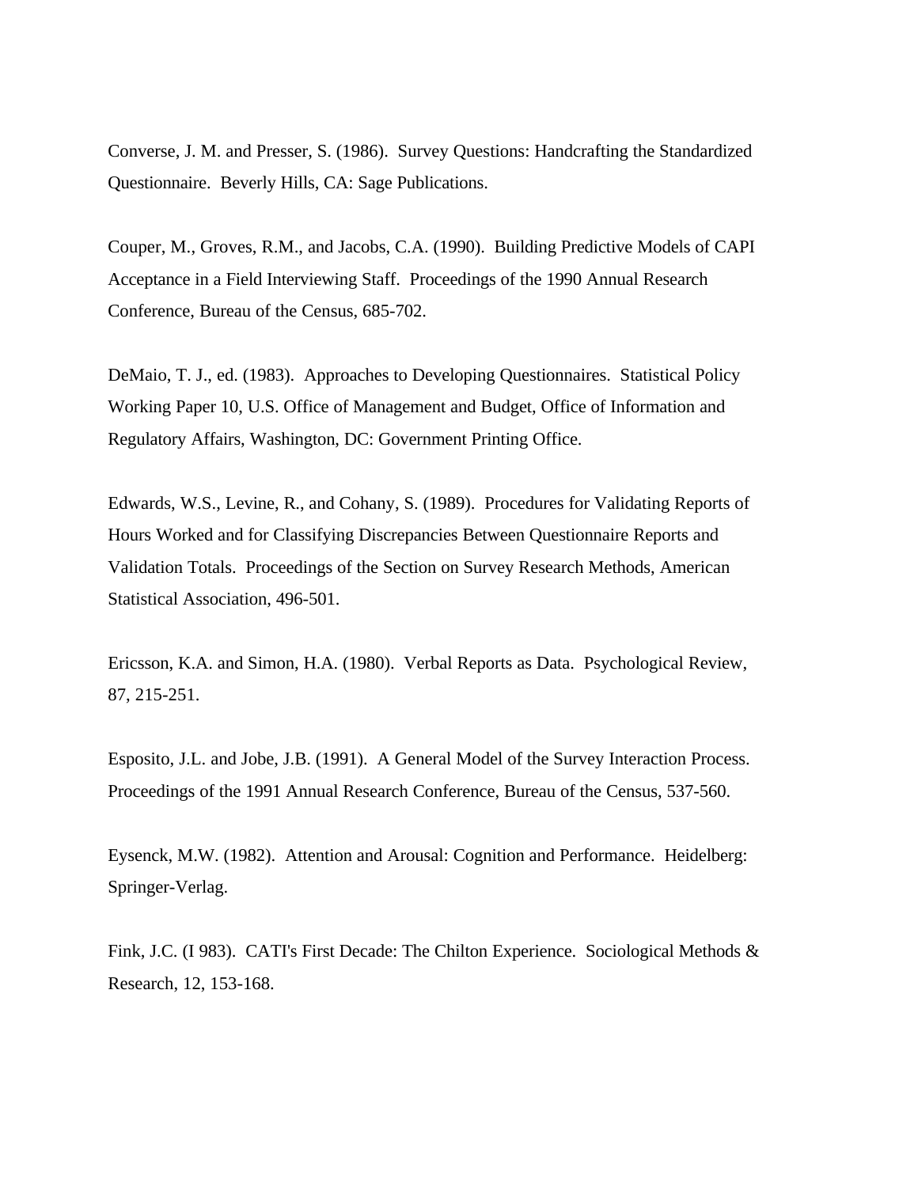Converse, J. M. and Presser, S. (1986). Survey Questions: Handcrafting the Standardized Questionnaire. Beverly Hills, CA: Sage Publications.

Couper, M., Groves, R.M., and Jacobs, C.A. (1990). Building Predictive Models of CAPI Acceptance in a Field Interviewing Staff. Proceedings of the 1990 Annual Research Conference, Bureau of the Census, 685-702.

DeMaio, T. J., ed. (1983). Approaches to Developing Questionnaires. Statistical Policy Working Paper 10, U.S. Office of Management and Budget, Office of Information and Regulatory Affairs, Washington, DC: Government Printing Office.

Edwards, W.S., Levine, R., and Cohany, S. (1989). Procedures for Validating Reports of Hours Worked and for Classifying Discrepancies Between Questionnaire Reports and Validation Totals. Proceedings of the Section on Survey Research Methods, American Statistical Association, 496-501.

Ericsson, K.A. and Simon, H.A. (1980). Verbal Reports as Data. Psychological Review, 87, 215-251.

Esposito, J.L. and Jobe, J.B. (1991). A General Model of the Survey Interaction Process. Proceedings of the 1991 Annual Research Conference, Bureau of the Census, 537-560.

Eysenck, M.W. (1982). Attention and Arousal: Cognition and Performance. Heidelberg: Springer-Verlag.

Fink, J.C. (I 983). CATI's First Decade: The Chilton Experience. Sociological Methods & Research, 12, 153-168.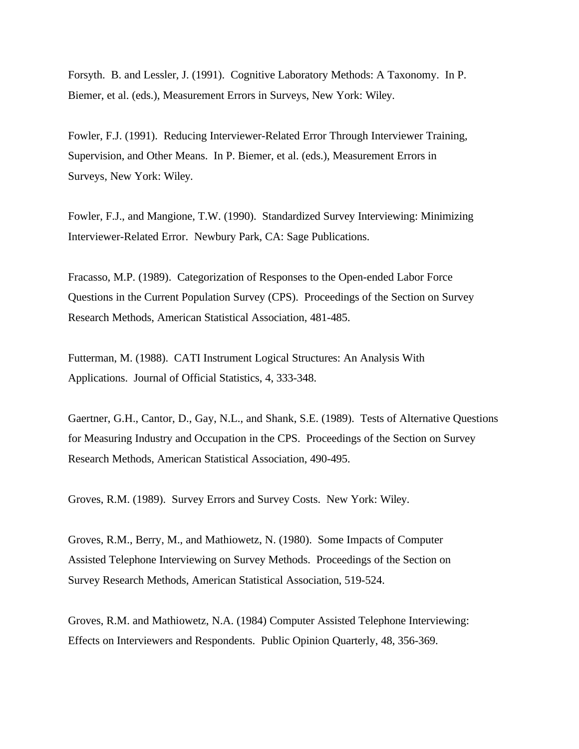Forsyth. B. and Lessler, J. (1991). Cognitive Laboratory Methods: A Taxonomy. In P. Biemer, et al. (eds.), Measurement Errors in Surveys, New York: Wiley.

Fowler, F.J. (1991). Reducing Interviewer-Related Error Through Interviewer Training, Supervision, and Other Means. In P. Biemer, et al. (eds.), Measurement Errors in Surveys, New York: Wiley.

Fowler, F.J., and Mangione, T.W. (1990). Standardized Survey Interviewing: Minimizing Interviewer-Related Error. Newbury Park, CA: Sage Publications.

Fracasso, M.P. (1989). Categorization of Responses to the Open-ended Labor Force Questions in the Current Population Survey (CPS). Proceedings of the Section on Survey Research Methods, American Statistical Association, 481-485.

Futterman, M. (1988). CATI Instrument Logical Structures: An Analysis With Applications. Journal of Official Statistics, 4, 333-348.

Gaertner, G.H., Cantor, D., Gay, N.L., and Shank, S.E. (1989). Tests of Alternative Questions for Measuring Industry and Occupation in the CPS. Proceedings of the Section on Survey Research Methods, American Statistical Association, 490-495.

Groves, R.M. (1989). Survey Errors and Survey Costs. New York: Wiley.

Groves, R.M., Berry, M., and Mathiowetz, N. (1980). Some Impacts of Computer Assisted Telephone Interviewing on Survey Methods. Proceedings of the Section on Survey Research Methods, American Statistical Association, 519-524.

Groves, R.M. and Mathiowetz, N.A. (1984) Computer Assisted Telephone Interviewing: Effects on Interviewers and Respondents. Public Opinion Quarterly, 48, 356-369.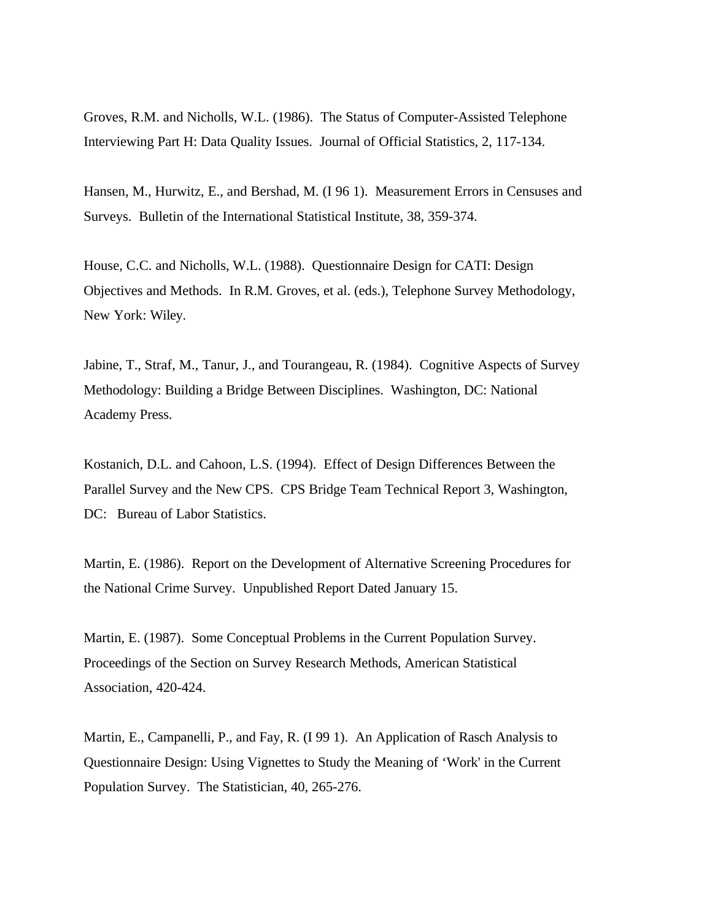Groves, R.M. and Nicholls, W.L. (1986). The Status of Computer-Assisted Telephone Interviewing Part H: Data Quality Issues. Journal of Official Statistics, 2, 117-134.

Hansen, M., Hurwitz, E., and Bershad, M. (I 96 1). Measurement Errors in Censuses and Surveys. Bulletin of the International Statistical Institute, 38, 359-374.

House, C.C. and Nicholls, W.L. (1988). Questionnaire Design for CATI: Design Objectives and Methods. In R.M. Groves, et al. (eds.), Telephone Survey Methodology, New York: Wiley.

Jabine, T., Straf, M., Tanur, J., and Tourangeau, R. (1984). Cognitive Aspects of Survey Methodology: Building a Bridge Between Disciplines. Washington, DC: National Academy Press.

Kostanich, D.L. and Cahoon, L.S. (1994). Effect of Design Differences Between the Parallel Survey and the New CPS. CPS Bridge Team Technical Report 3, Washington, DC: Bureau of Labor Statistics.

Martin, E. (1986). Report on the Development of Alternative Screening Procedures for the National Crime Survey. Unpublished Report Dated January 15.

Martin, E. (1987). Some Conceptual Problems in the Current Population Survey. Proceedings of the Section on Survey Research Methods, American Statistical Association, 420-424.

Martin, E., Campanelli, P., and Fay, R. (I 99 1). An Application of Rasch Analysis to Questionnaire Design: Using Vignettes to Study the Meaning of 'Work' in the Current Population Survey. The Statistician, 40, 265-276.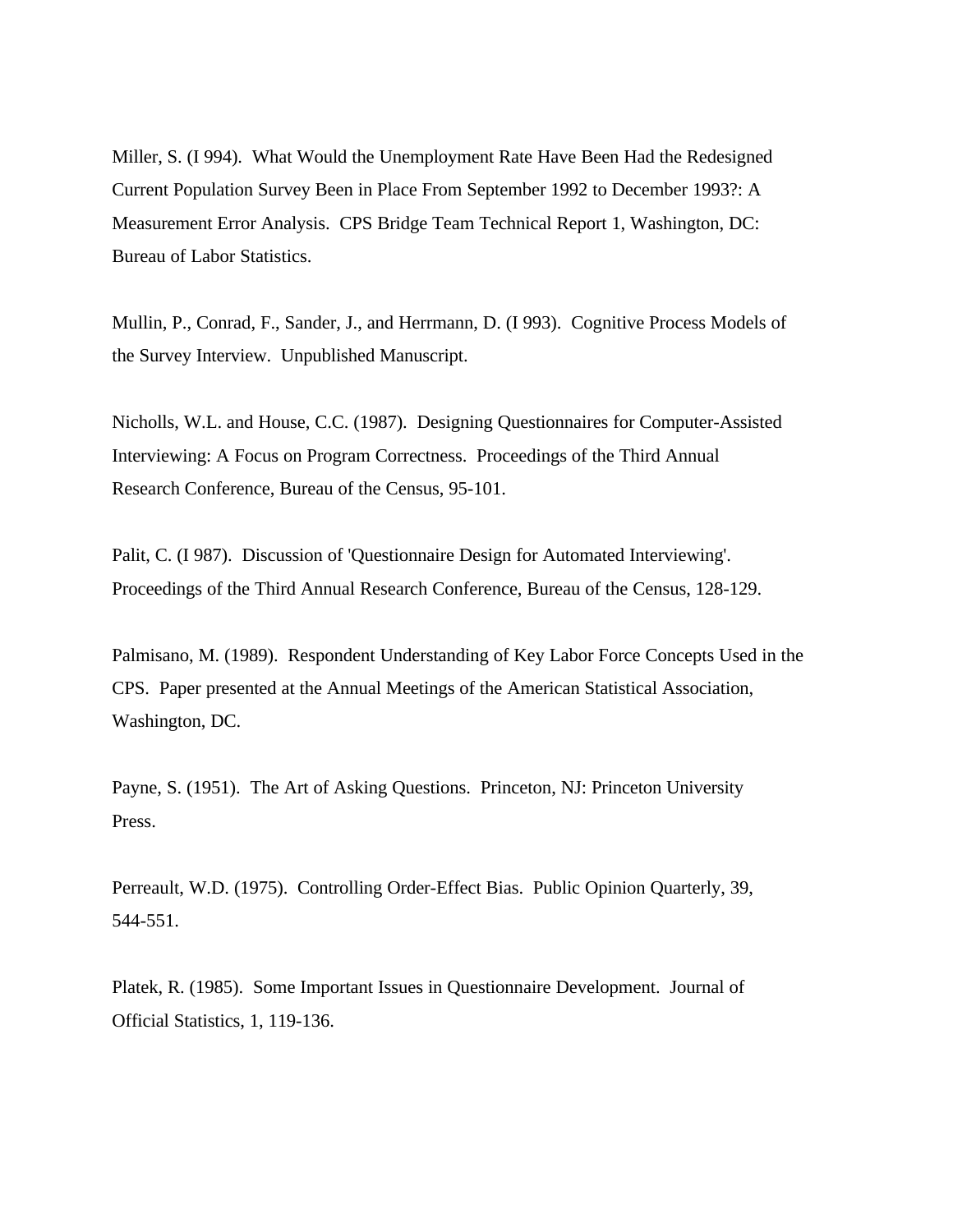Miller, S. (I 994). What Would the Unemployment Rate Have Been Had the Redesigned Current Population Survey Been in Place From September 1992 to December 1993?: A Measurement Error Analysis. CPS Bridge Team Technical Report 1, Washington, DC: Bureau of Labor Statistics.

Mullin, P., Conrad, F., Sander, J., and Herrmann, D. (I 993). Cognitive Process Models of the Survey Interview. Unpublished Manuscript.

Nicholls, W.L. and House, C.C. (1987). Designing Questionnaires for Computer-Assisted Interviewing: A Focus on Program Correctness. Proceedings of the Third Annual Research Conference, Bureau of the Census, 95-101.

Palit, C. (I 987). Discussion of 'Questionnaire Design for Automated Interviewing'. Proceedings of the Third Annual Research Conference, Bureau of the Census, 128-129.

Palmisano, M. (1989). Respondent Understanding of Key Labor Force Concepts Used in the CPS. Paper presented at the Annual Meetings of the American Statistical Association, Washington, DC.

Payne, S. (1951). The Art of Asking Questions. Princeton, NJ: Princeton University Press.

Perreault, W.D. (1975). Controlling Order-Effect Bias. Public Opinion Quarterly, 39, 544-551.

Platek, R. (1985). Some Important Issues in Questionnaire Development. Journal of Official Statistics, 1, 119-136.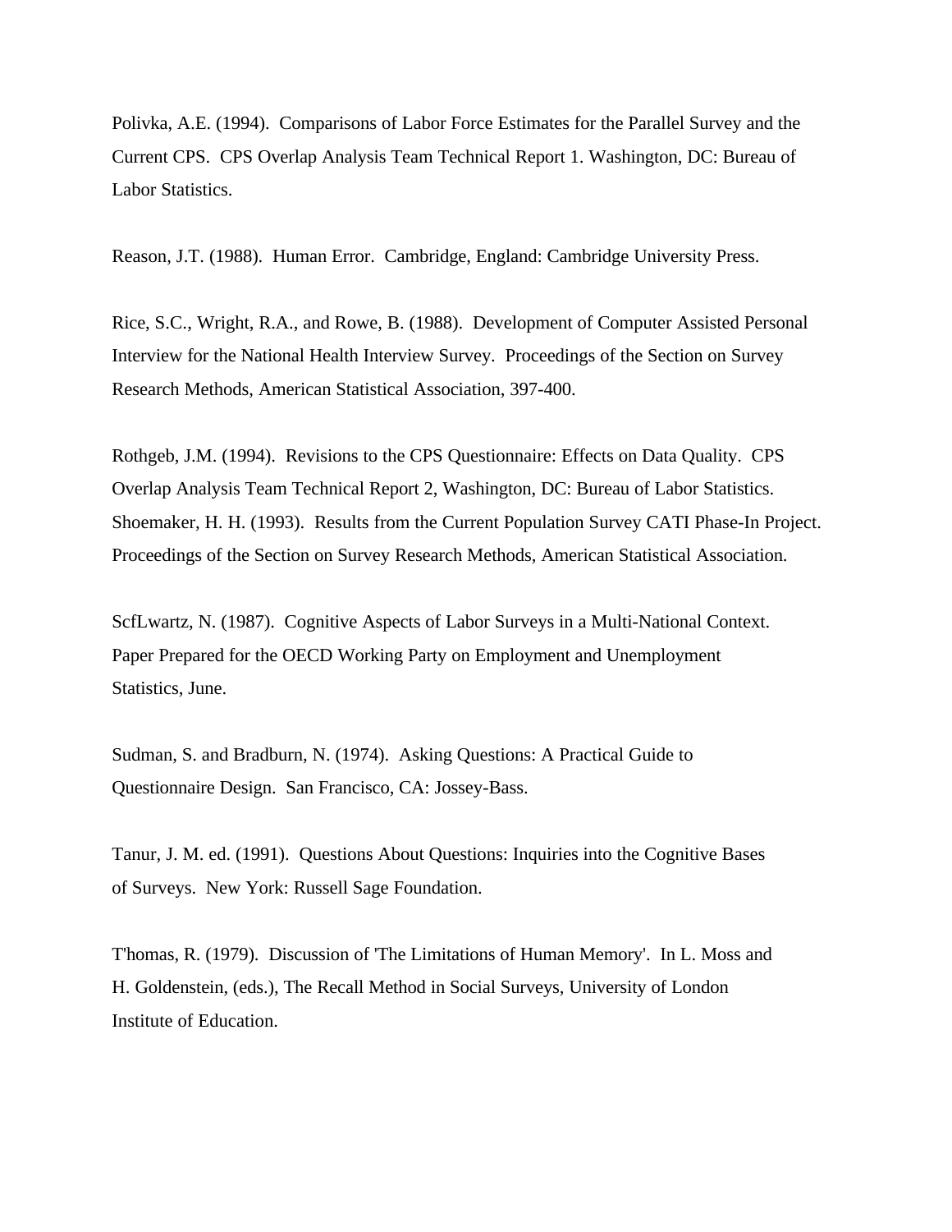Polivka, A.E. (1994). Comparisons of Labor Force Estimates for the Parallel Survey and the Current CPS. CPS Overlap Analysis Team Technical Report 1. Washington, DC: Bureau of Labor Statistics.

Reason, J.T. (1988). Human Error. Cambridge, England: Cambridge University Press.

Rice, S.C., Wright, R.A., and Rowe, B. (1988). Development of Computer Assisted Personal Interview for the National Health Interview Survey. Proceedings of the Section on Survey Research Methods, American Statistical Association, 397-400.

Rothgeb, J.M. (1994). Revisions to the CPS Questionnaire: Effects on Data Quality. CPS Overlap Analysis Team Technical Report 2, Washington, DC: Bureau of Labor Statistics.
Shoemaker, H. H. (1993). Results from the Current Population Survey CATI Phase-In Project. Proceedings of the Section on Survey Research Methods, American Statistical Association.

ScfLwartz, N. (1987). Cognitive Aspects of Labor Surveys in a Multi-National Context. Paper Prepared for the OECD Working Party on Employment and Unemployment Statistics, June.

Sudman, S. and Bradburn, N. (1974). Asking Questions: A Practical Guide to Questionnaire Design. San Francisco, CA: Jossey-Bass.

Tanur, J. M. ed. (1991). Questions About Questions: Inquiries into the Cognitive Bases of Surveys. New York: Russell Sage Foundation.

T'homas, R. (1979). Discussion of 'The Limitations of Human Memory'. In L. Moss and H. Goldenstein, (eds.), The Recall Method in Social Surveys, University of London Institute of Education.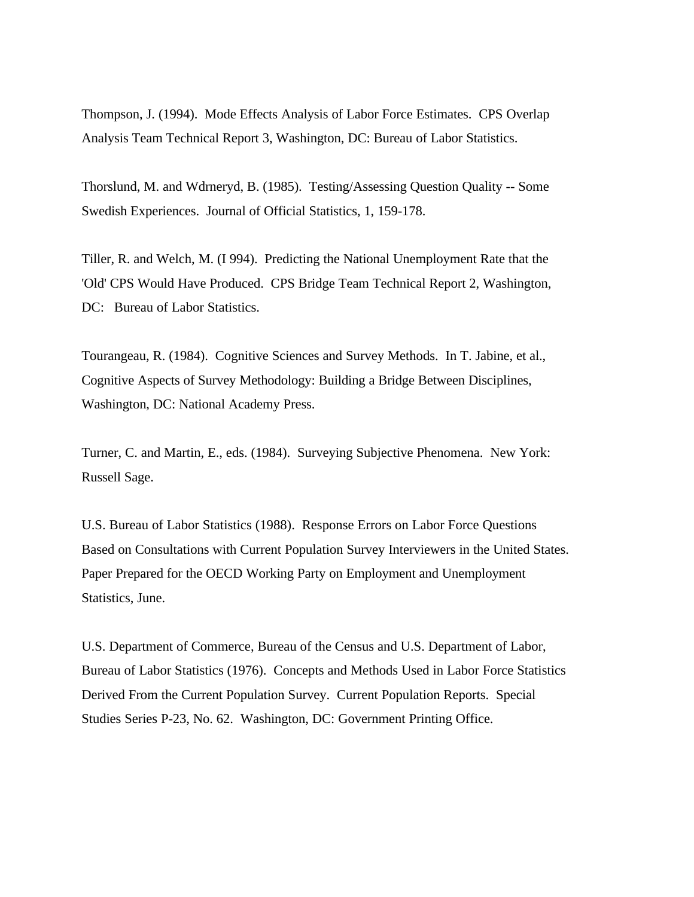Thompson, J. (1994). Mode Effects Analysis of Labor Force Estimates. CPS Overlap Analysis Team Technical Report 3, Washington, DC: Bureau of Labor Statistics.

Thorslund, M. and Wdrneryd, B. (1985). Testing/Assessing Question Quality -- Some Swedish Experiences. Journal of Official Statistics, 1, 159-178.

Tiller, R. and Welch, M. (I 994). Predicting the National Unemployment Rate that the 'Old' CPS Would Have Produced. CPS Bridge Team Technical Report 2, Washington, DC: Bureau of Labor Statistics.

Tourangeau, R. (1984). Cognitive Sciences and Survey Methods. In T. Jabine, et al., Cognitive Aspects of Survey Methodology: Building a Bridge Between Disciplines, Washington, DC: National Academy Press.

Turner, C. and Martin, E., eds. (1984). Surveying Subjective Phenomena. New York: Russell Sage.

U.S. Bureau of Labor Statistics (1988). Response Errors on Labor Force Questions Based on Consultations with Current Population Survey Interviewers in the United States. Paper Prepared for the OECD Working Party on Employment and Unemployment Statistics, June.

U.S. Department of Commerce, Bureau of the Census and U.S. Department of Labor, Bureau of Labor Statistics (1976). Concepts and Methods Used in Labor Force Statistics Derived From the Current Population Survey. Current Population Reports. Special Studies Series P-23, No. 62. Washington, DC: Government Printing Office.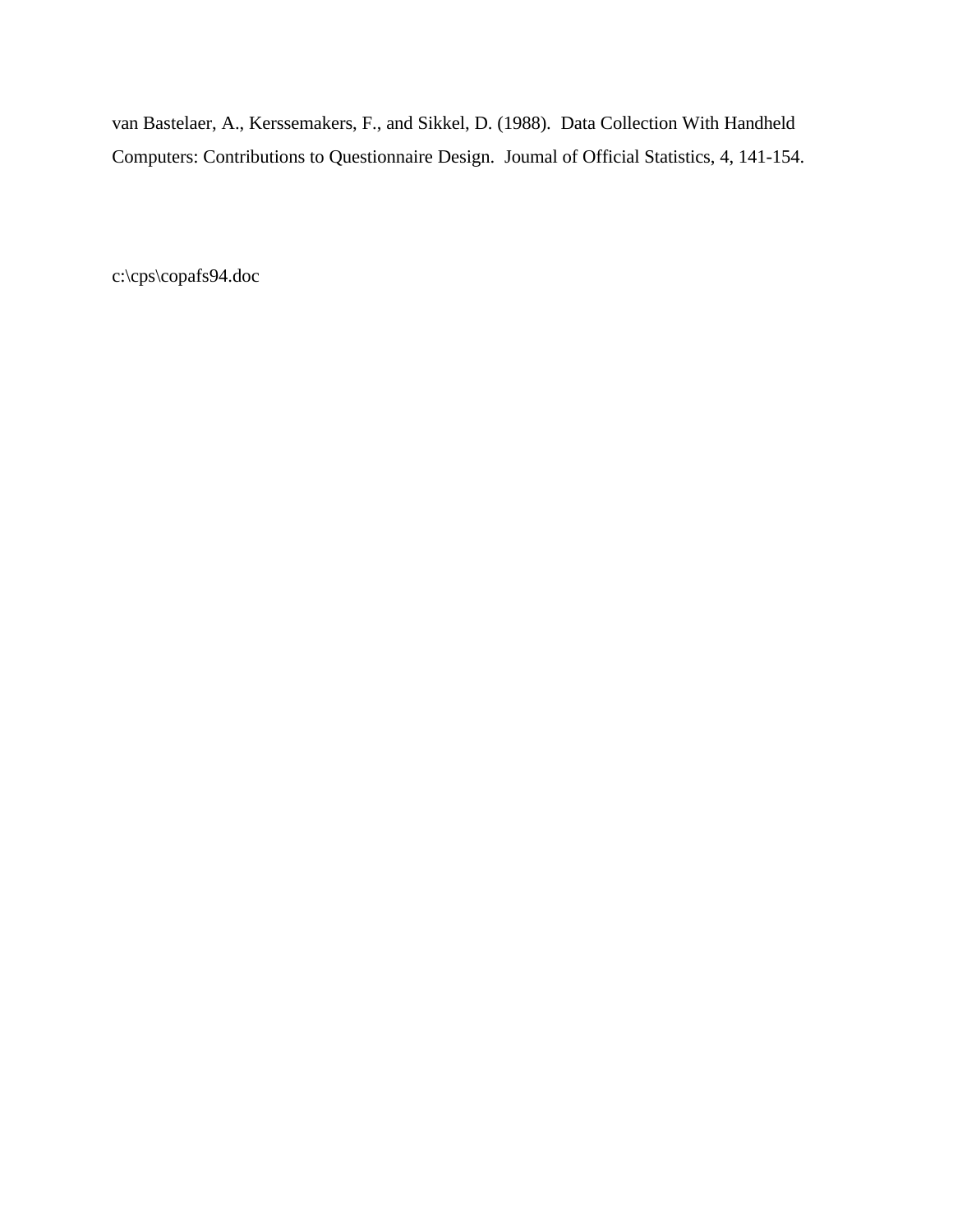van Bastelaer, A., Kerssemakers, F., and Sikkel, D. (1988). Data Collection With Handheld Computers: Contributions to Questionnaire Design. Joumal of Official Statistics, 4, 141-154.

c:\cps\copafs94.doc